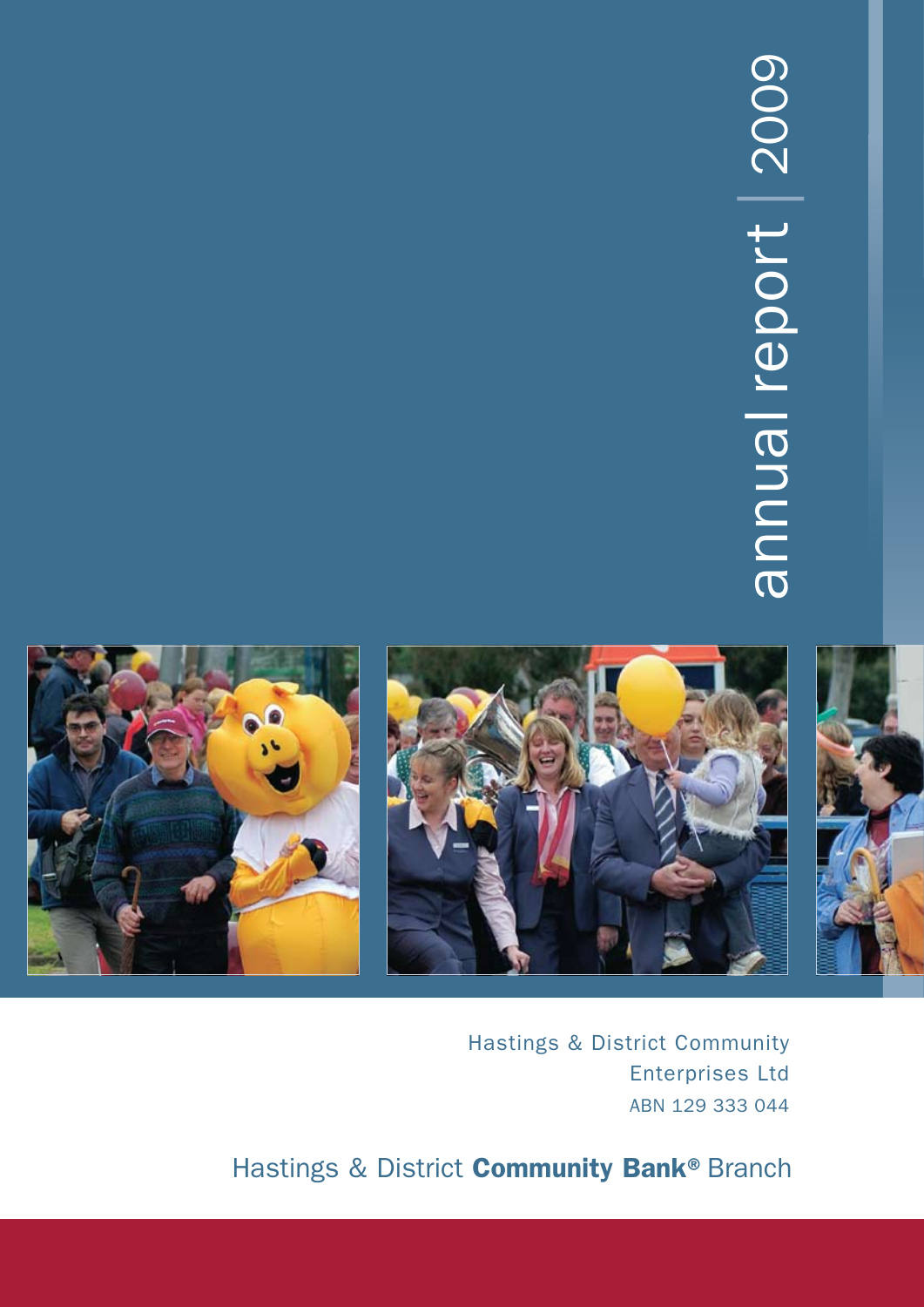# annual report | 2009

Hastings & District Community Enterprises Ltd

ABN 129 333 044

Hastings & District **Community Bank®** Branch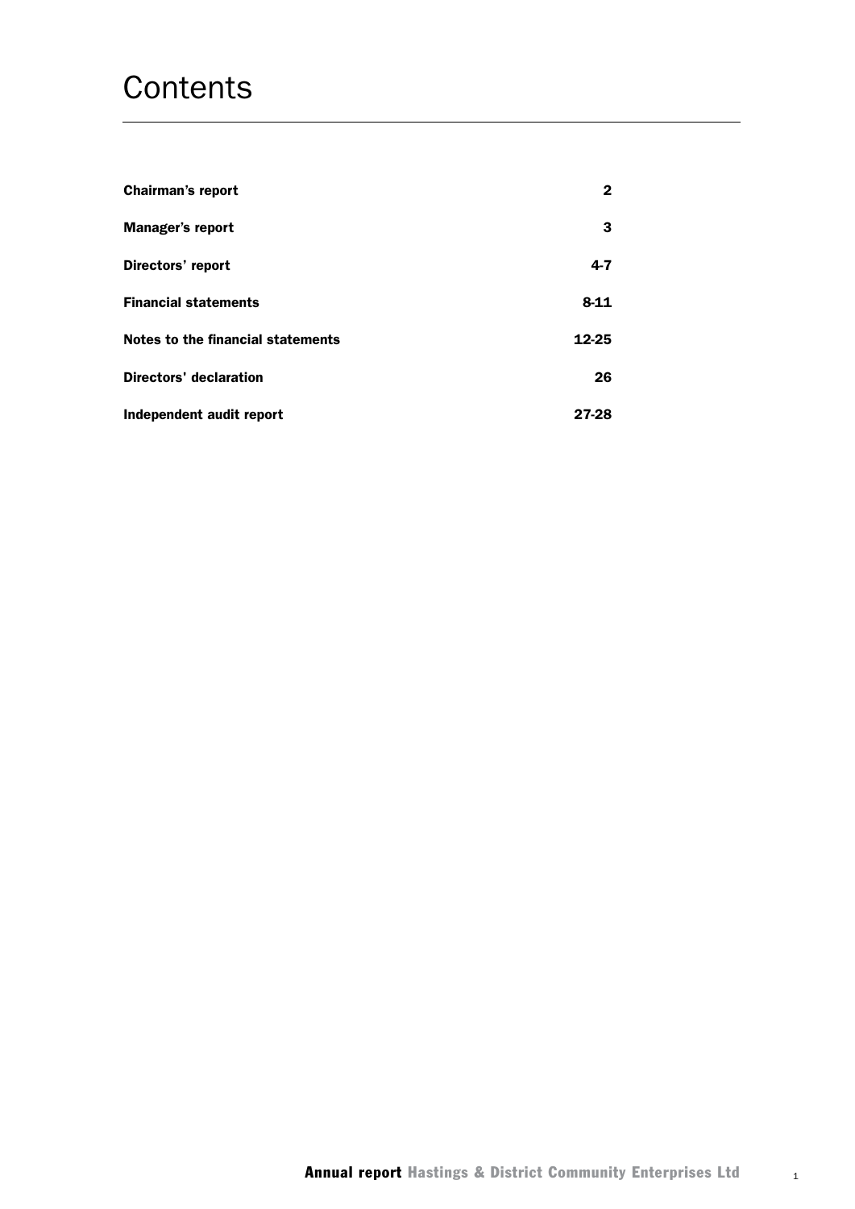# Contents

| | |
|---|---|
| **Chairman's report** | **2** |
| **Manager's report** | **3** |
| **Directors' report** | **4-7** |
| **Financial statements** | **8-11** |
| **Notes to the financial statements** | **12-25** |
| **Directors' declaration** | **26** |
| **Independent audit report** | **27-28** |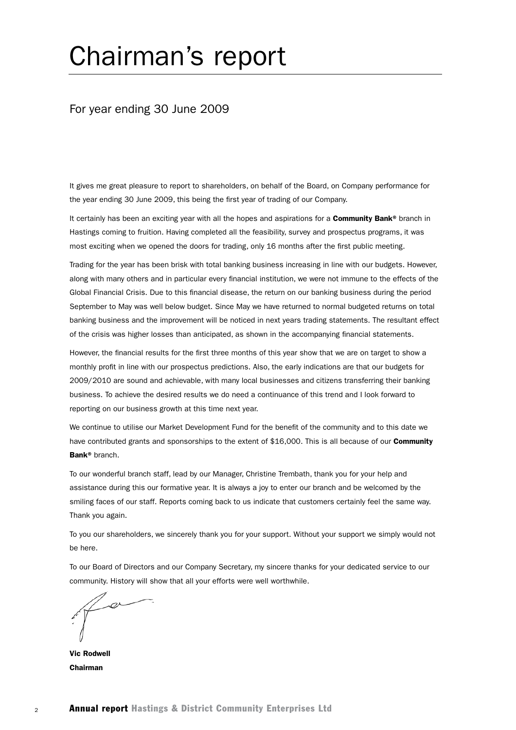# Chairman's report

## For year ending 30 June 2009

It gives me great pleasure to report to shareholders, on behalf of the Board, on Company performance for the year ending 30 June 2009, this being the first year of trading of our Company.

It certainly has been an exciting year with all the hopes and aspirations for a **Community Bank®** branch in Hastings coming to fruition. Having completed all the feasibility, survey and prospectus programs, it was most exciting when we opened the doors for trading, only 16 months after the first public meeting.

Trading for the year has been brisk with total banking business increasing in line with our budgets. However, along with many others and in particular every financial institution, we were not immune to the effects of the Global Financial Crisis. Due to this financial disease, the return on our banking business during the period September to May was well below budget. Since May we have returned to normal budgeted returns on total banking business and the improvement will be noticed in next years trading statements. The resultant effect of the crisis was higher losses than anticipated, as shown in the accompanying financial statements.

However, the financial results for the first three months of this year show that we are on target to show a monthly profit in line with our prospectus predictions. Also, the early indications are that our budgets for 2009/2010 are sound and achievable, with many local businesses and citizens transferring their banking business. To achieve the desired results we do need a continuance of this trend and I look forward to reporting on our business growth at this time next year.

We continue to utilise our Market Development Fund for the benefit of the community and to this date we have contributed grants and sponsorships to the extent of $16,000. This is all because of our **Community Bank®** branch.

To our wonderful branch staff, lead by our Manager, Christine Trembath, thank you for your help and assistance during this our formative year. It is always a joy to enter our branch and be welcomed by the smiling faces of our staff. Reports coming back to us indicate that customers certainly feel the same way. Thank you again.

To you our shareholders, we sincerely thank you for your support. Without your support we simply would not be here.

To our Board of Directors and our Company Secretary, my sincere thanks for your dedicated service to our community. History will show that all your efforts were well worthwhile.

**Vic Rodwell**
**Chairman**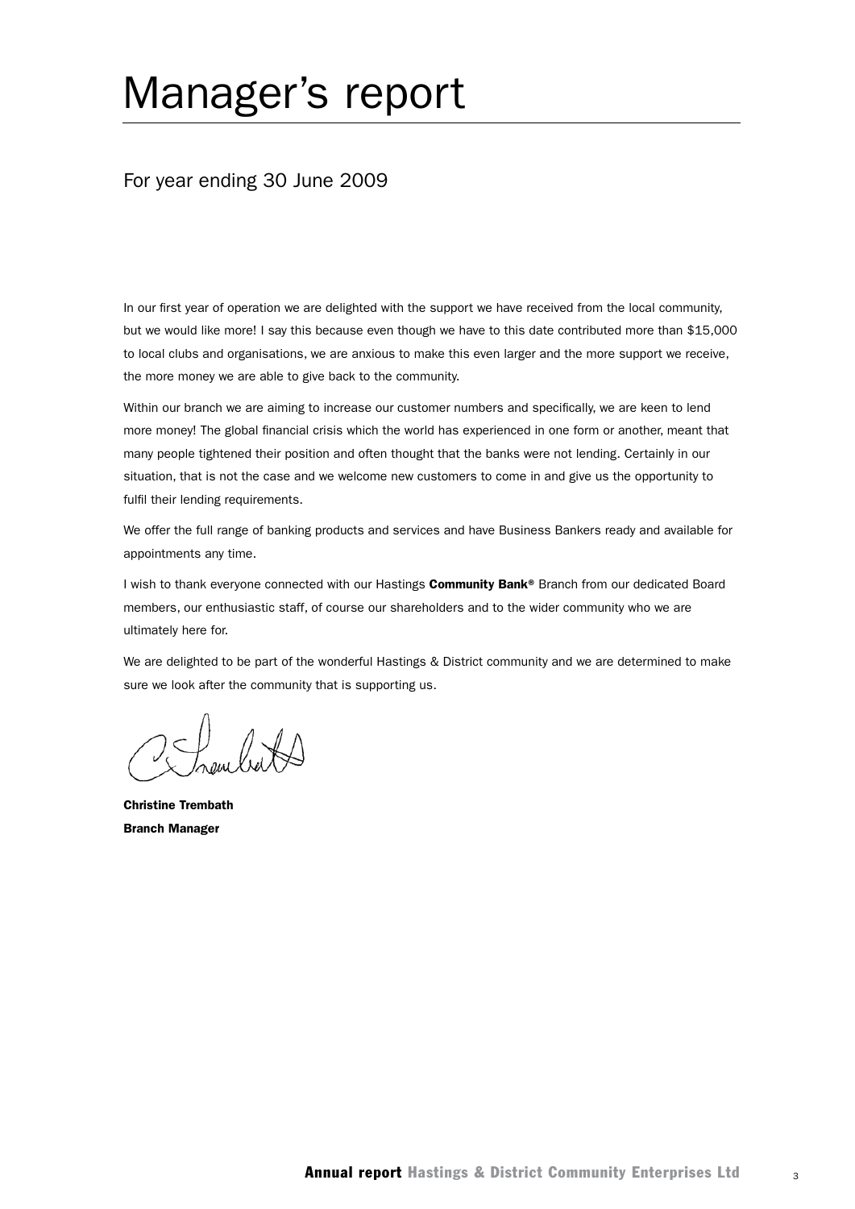# Manager's report

## For year ending 30 June 2009

In our first year of operation we are delighted with the support we have received from the local community, but we would like more! I say this because even though we have to this date contributed more than $15,000 to local clubs and organisations, we are anxious to make this even larger and the more support we receive, the more money we are able to give back to the community.

Within our branch we are aiming to increase our customer numbers and specifically, we are keen to lend more money! The global financial crisis which the world has experienced in one form or another, meant that many people tightened their position and often thought that the banks were not lending. Certainly in our situation, that is not the case and we welcome new customers to come in and give us the opportunity to fulfil their lending requirements.

We offer the full range of banking products and services and have Business Bankers ready and available for appointments any time.

I wish to thank everyone connected with our Hastings **Community Bank®** Branch from our dedicated Board members, our enthusiastic staff, of course our shareholders and to the wider community who we are ultimately here for.

We are delighted to be part of the wonderful Hastings & District community and we are determined to make sure we look after the community that is supporting us.

**Christine Trembath**
**Branch Manager**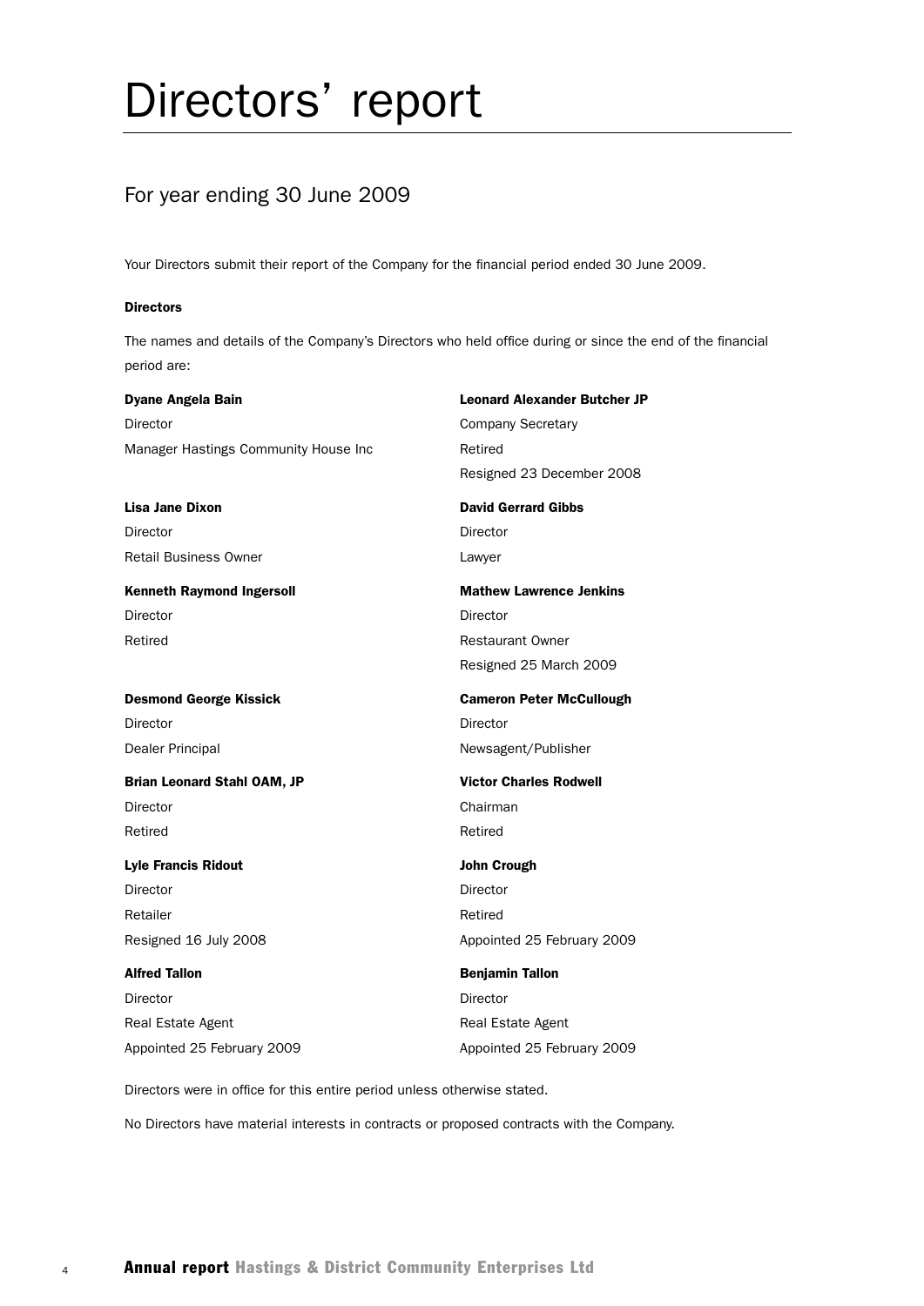# Directors' report

## For year ending 30 June 2009

Your Directors submit their report of the Company for the financial period ended 30 June 2009.

**Directors**

The names and details of the Company's Directors who held office during or since the end of the financial period are:

**Dyane Angela Bain**
Director
Manager Hastings Community House Inc

**Leonard Alexander Butcher JP**
Company Secretary
Retired
Resigned 23 December 2008

**Lisa Jane Dixon**
Director
Retail Business Owner

**David Gerrard Gibbs**
Director
Lawyer

**Kenneth Raymond Ingersoll**
Director
Retired

**Mathew Lawrence Jenkins**
Director
Restaurant Owner
Resigned 25 March 2009

**Desmond George Kissick**
Director
Dealer Principal

**Cameron Peter McCullough**
Director
Newsagent/Publisher

**Brian Leonard Stahl OAM, JP**
Director
Retired

**Victor Charles Rodwell**
Chairman
Retired

**Lyle Francis Ridout**
Director
Retailer
Resigned 16 July 2008

**John Crough**
Director
Retired
Appointed 25 February 2009

**Alfred Tallon**
Director
Real Estate Agent
Appointed 25 February 2009

**Benjamin Tallon**
Director
Real Estate Agent
Appointed 25 February 2009

Directors were in office for this entire period unless otherwise stated.

No Directors have material interests in contracts or proposed contracts with the Company.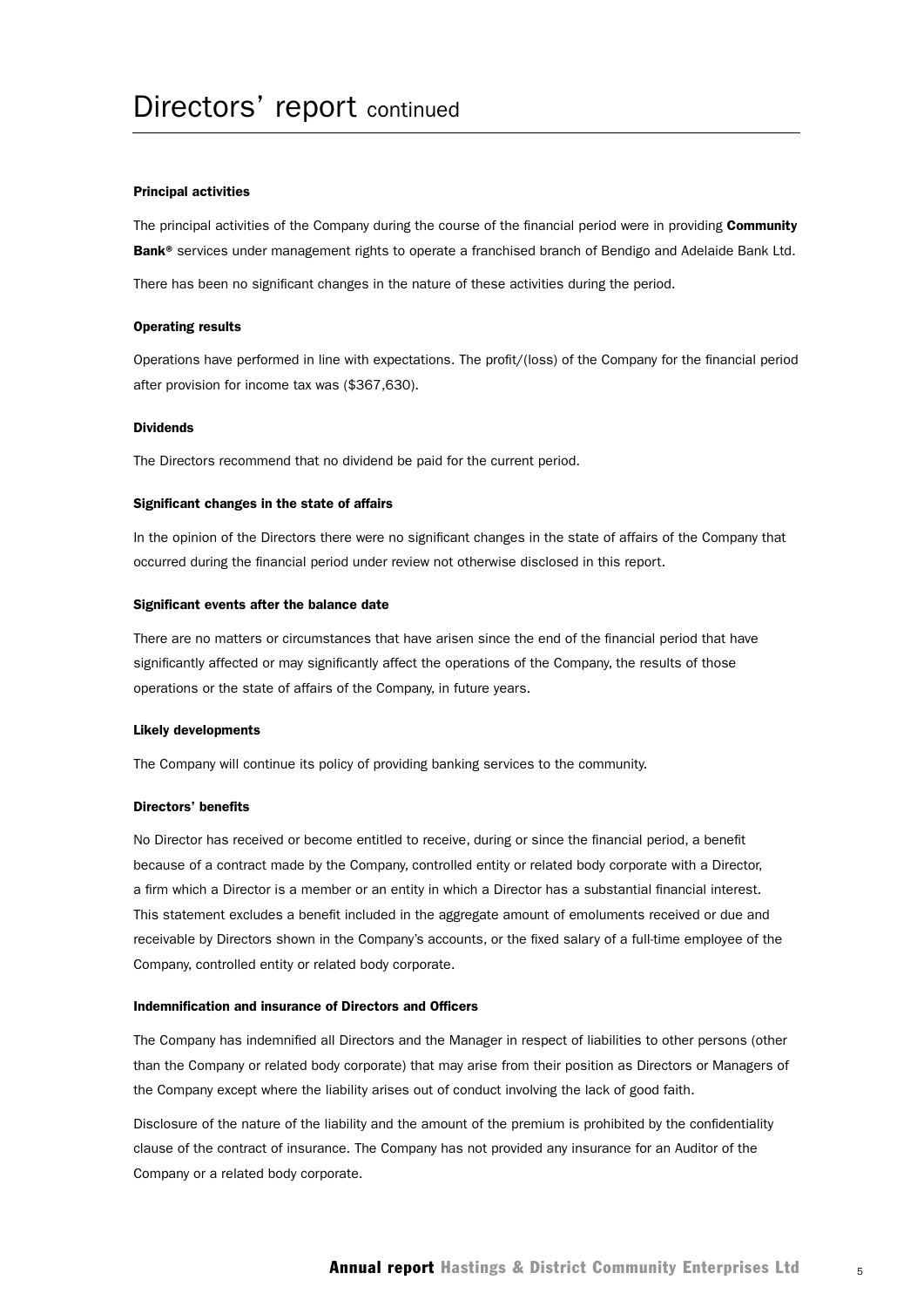# Directors' report continued

### Principal activities

The principal activities of the Company during the course of the financial period were in providing **Community Bank®** services under management rights to operate a franchised branch of Bendigo and Adelaide Bank Ltd.

There has been no significant changes in the nature of these activities during the period.

### Operating results

Operations have performed in line with expectations. The profit/(loss) of the Company for the financial period after provision for income tax was ($367,630).

### Dividends

The Directors recommend that no dividend be paid for the current period.

### Significant changes in the state of affairs

In the opinion of the Directors there were no significant changes in the state of affairs of the Company that occurred during the financial period under review not otherwise disclosed in this report.

### Significant events after the balance date

There are no matters or circumstances that have arisen since the end of the financial period that have significantly affected or may significantly affect the operations of the Company, the results of those operations or the state of affairs of the Company, in future years.

### Likely developments

The Company will continue its policy of providing banking services to the community.

### Directors' benefits

No Director has received or become entitled to receive, during or since the financial period, a benefit because of a contract made by the Company, controlled entity or related body corporate with a Director, a firm which a Director is a member or an entity in which a Director has a substantial financial interest. This statement excludes a benefit included in the aggregate amount of emoluments received or due and receivable by Directors shown in the Company's accounts, or the fixed salary of a full-time employee of the Company, controlled entity or related body corporate.

### Indemnification and insurance of Directors and Officers

The Company has indemnified all Directors and the Manager in respect of liabilities to other persons (other than the Company or related body corporate) that may arise from their position as Directors or Managers of the Company except where the liability arises out of conduct involving the lack of good faith.

Disclosure of the nature of the liability and the amount of the premium is prohibited by the confidentiality clause of the contract of insurance. The Company has not provided any insurance for an Auditor of the Company or a related body corporate.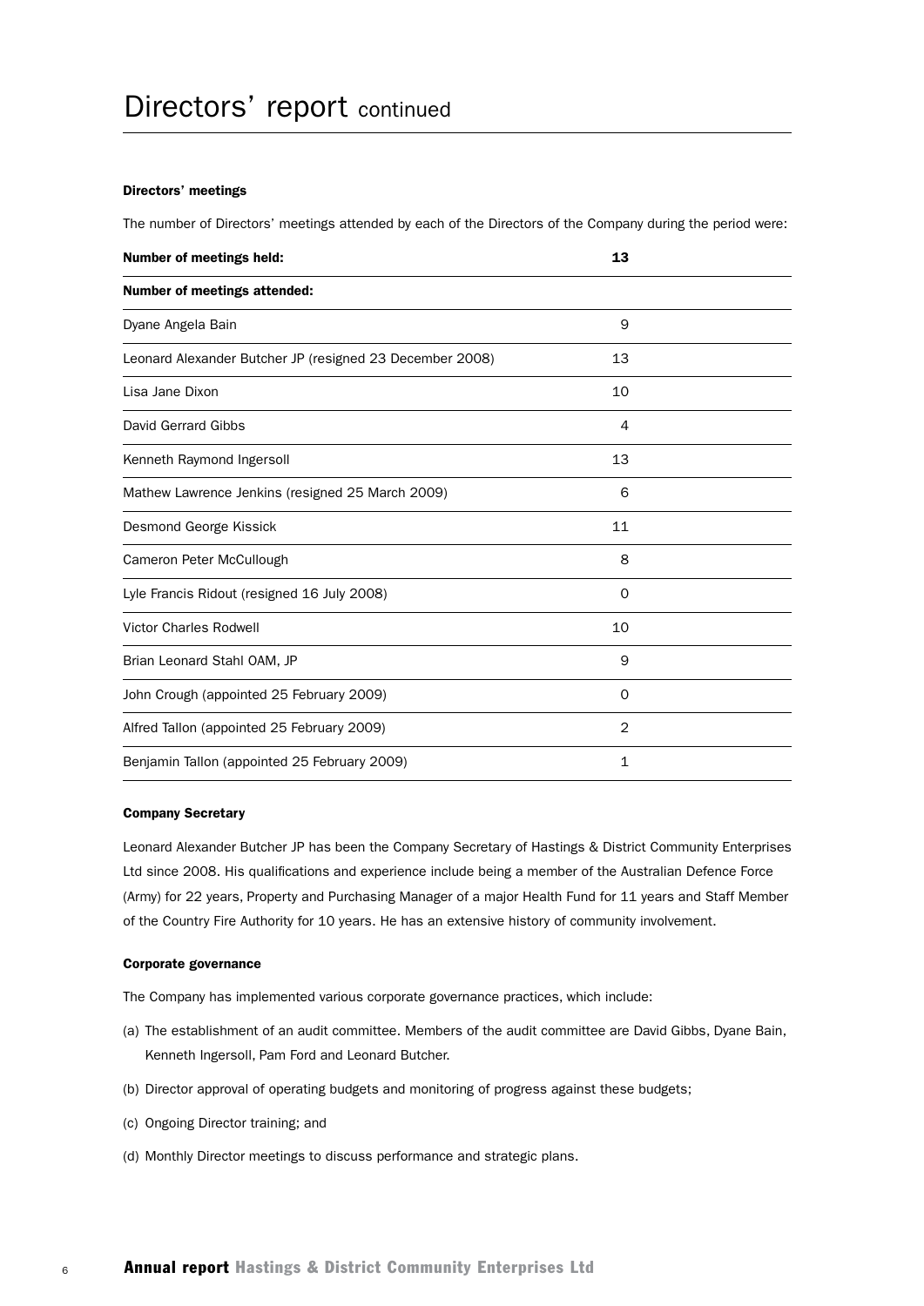# Directors' report continued

### Directors' meetings

The number of Directors' meetings attended by each of the Directors of the Company during the period were:

| **Number of meetings held:** | **13** |
|---|---|
| **Number of meetings attended:** | |
| Dyane Angela Bain | 9 |
| Leonard Alexander Butcher JP (resigned 23 December 2008) | 13 |
| Lisa Jane Dixon | 10 |
| David Gerrard Gibbs | 4 |
| Kenneth Raymond Ingersoll | 13 |
| Mathew Lawrence Jenkins (resigned 25 March 2009) | 6 |
| Desmond George Kissick | 11 |
| Cameron Peter McCullough | 8 |
| Lyle Francis Ridout (resigned 16 July 2008) | 0 |
| Victor Charles Rodwell | 10 |
| Brian Leonard Stahl OAM, JP | 9 |
| John Crough (appointed 25 February 2009) | 0 |
| Alfred Tallon (appointed 25 February 2009) | 2 |
| Benjamin Tallon (appointed 25 February 2009) | 1 |

### Company Secretary

Leonard Alexander Butcher JP has been the Company Secretary of Hastings & District Community Enterprises Ltd since 2008. His qualifications and experience include being a member of the Australian Defence Force (Army) for 22 years, Property and Purchasing Manager of a major Health Fund for 11 years and Staff Member of the Country Fire Authority for 10 years. He has an extensive history of community involvement.

### Corporate governance

The Company has implemented various corporate governance practices, which include:

(a) The establishment of an audit committee. Members of the audit committee are David Gibbs, Dyane Bain, Kenneth Ingersoll, Pam Ford and Leonard Butcher.

(b) Director approval of operating budgets and monitoring of progress against these budgets;

(c) Ongoing Director training; and

(d) Monthly Director meetings to discuss performance and strategic plans.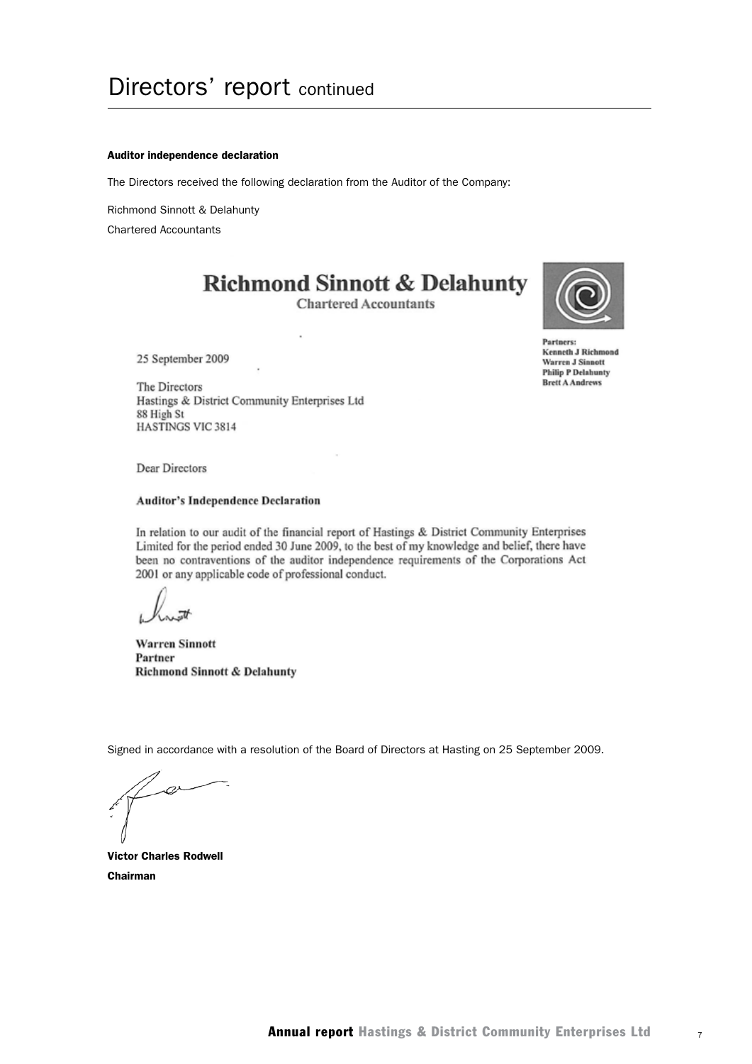# Directors' report continued

**Auditor independence declaration**

The Directors received the following declaration from the Auditor of the Company:

Richmond Sinnott & Delahunty

Chartered Accountants

**Richmond Sinnott & Delahunty**

Chartered Accountants

**Partners:**
**Kenneth J Richmond**
**Warren J Sinnott**
**Philip P Delahunty**
**Brett A Andrews**

25 September 2009

The Directors
Hastings & District Community Enterprises Ltd
88 High St
HASTINGS VIC 3814

Dear Directors

**Auditor's Independence Declaration**

In relation to our audit of the financial report of Hastings & District Community Enterprises Limited for the period ended 30 June 2009, to the best of my knowledge and belief, there have been no contraventions of the auditor independence requirements of the Corporations Act 2001 or any applicable code of professional conduct.

**Warren Sinnott**
**Partner**
**Richmond Sinnott & Delahunty**

Signed in accordance with a resolution of the Board of Directors at Hasting on 25 September 2009.

**Victor Charles Rodwell**
**Chairman**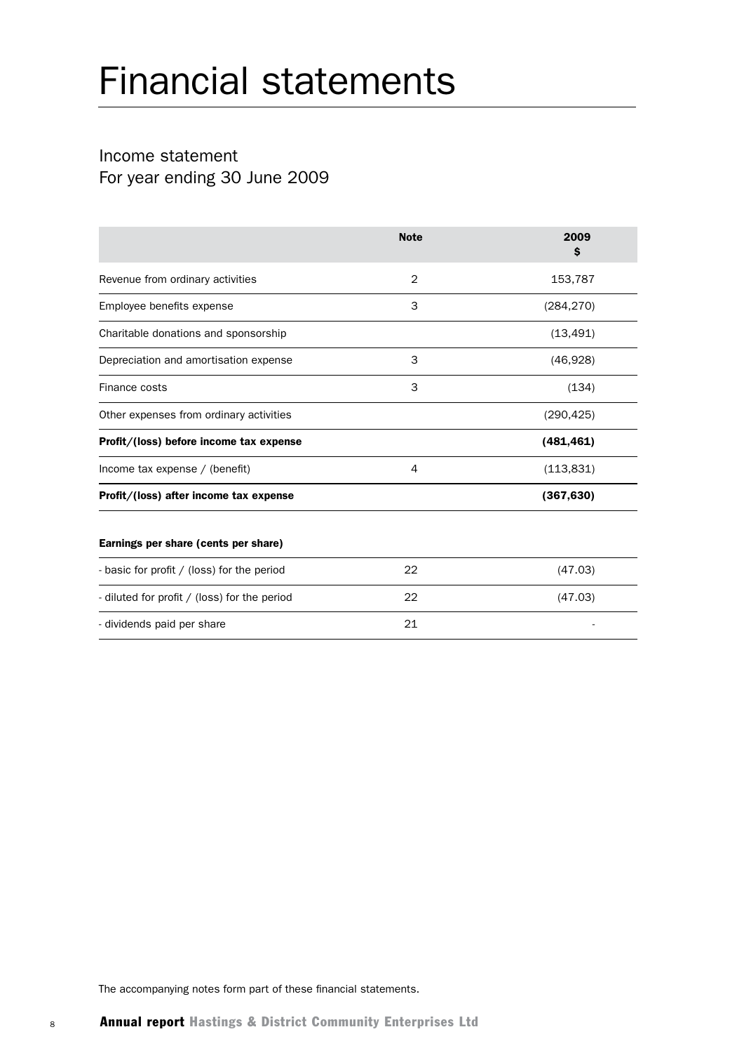# Financial statements

## Income statement
For year ending 30 June 2009

| | Note | 2009 $ |
|---|---|---|
| Revenue from ordinary activities | 2 | 153,787 |
| Employee benefits expense | 3 | (284,270) |
| Charitable donations and sponsorship | | (13,491) |
| Depreciation and amortisation expense | 3 | (46,928) |
| Finance costs | 3 | (134) |
| Other expenses from ordinary activities | | (290,425) |
| **Profit/(loss) before income tax expense** | | **(481,461)** |
| Income tax expense / (benefit) | 4 | (113,831) |
| **Profit/(loss) after income tax expense** | | **(367,630)** |

| **Earnings per share (cents per share)** | | |
|---|---|---|
| - basic for profit / (loss) for the period | 22 | (47.03) |
| - diluted for profit / (loss) for the period | 22 | (47.03) |
| - dividends paid per share | 21 | - |

The accompanying notes form part of these financial statements.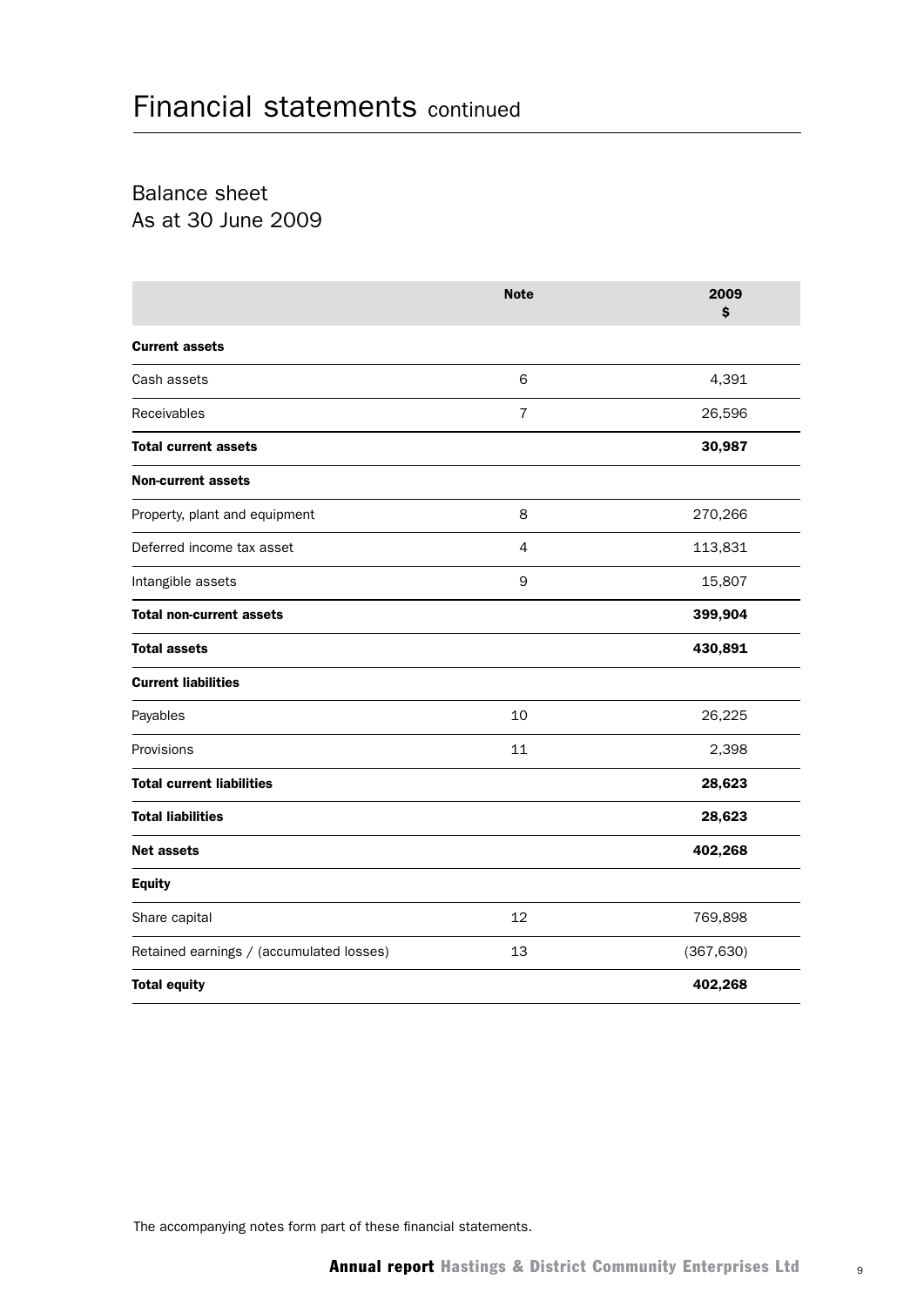# Financial statements continued

## Balance sheet
## As at 30 June 2009

| | Note | 2009 $ |
|---|---|---|
| **Current assets** | | |
| Cash assets | 6 | 4,391 |
| Receivables | 7 | 26,596 |
| **Total current assets** | | **30,987** |
| **Non-current assets** | | |
| Property, plant and equipment | 8 | 270,266 |
| Deferred income tax asset | 4 | 113,831 |
| Intangible assets | 9 | 15,807 |
| **Total non-current assets** | | **399,904** |
| **Total assets** | | **430,891** |
| **Current liabilities** | | |
| Payables | 10 | 26,225 |
| Provisions | 11 | 2,398 |
| **Total current liabilities** | | **28,623** |
| **Total liabilities** | | **28,623** |
| **Net assets** | | **402,268** |
| **Equity** | | |
| Share capital | 12 | 769,898 |
| Retained earnings / (accumulated losses) | 13 | (367,630) |
| **Total equity** | | **402,268** |

The accompanying notes form part of these financial statements.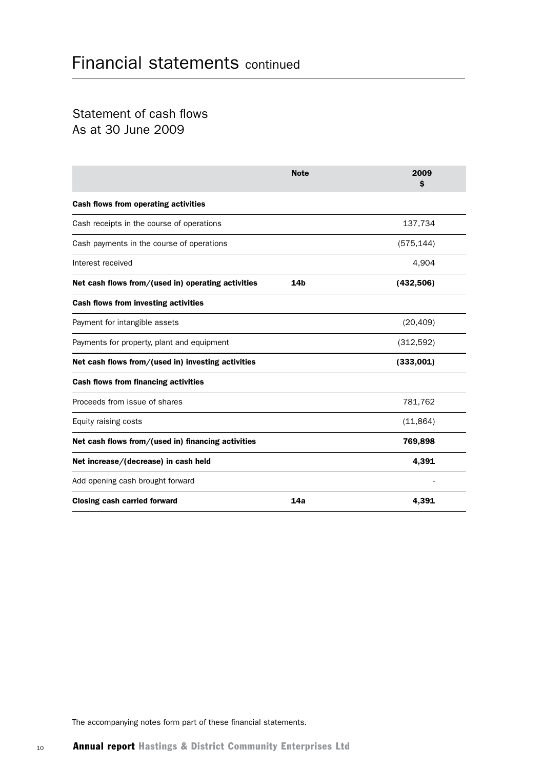# Financial statements continued

## Statement of cash flows
## As at 30 June 2009

| | Note | 2009 $ |
|---|---|---|
| **Cash flows from operating activities** | | |
| Cash receipts in the course of operations | | 137,734 |
| Cash payments in the course of operations | | (575,144) |
| Interest received | | 4,904 |
| **Net cash flows from/(used in) operating activities** | **14b** | **(432,506)** |
| **Cash flows from investing activities** | | |
| Payment for intangible assets | | (20,409) |
| Payments for property, plant and equipment | | (312,592) |
| **Net cash flows from/(used in) investing activities** | | **(333,001)** |
| **Cash flows from financing activities** | | |
| Proceeds from issue of shares | | 781,762 |
| Equity raising costs | | (11,864) |
| **Net cash flows from/(used in) financing activities** | | **769,898** |
| **Net increase/(decrease) in cash held** | | **4,391** |
| Add opening cash brought forward | | - |
| **Closing cash carried forward** | **14a** | **4,391** |

The accompanying notes form part of these financial statements.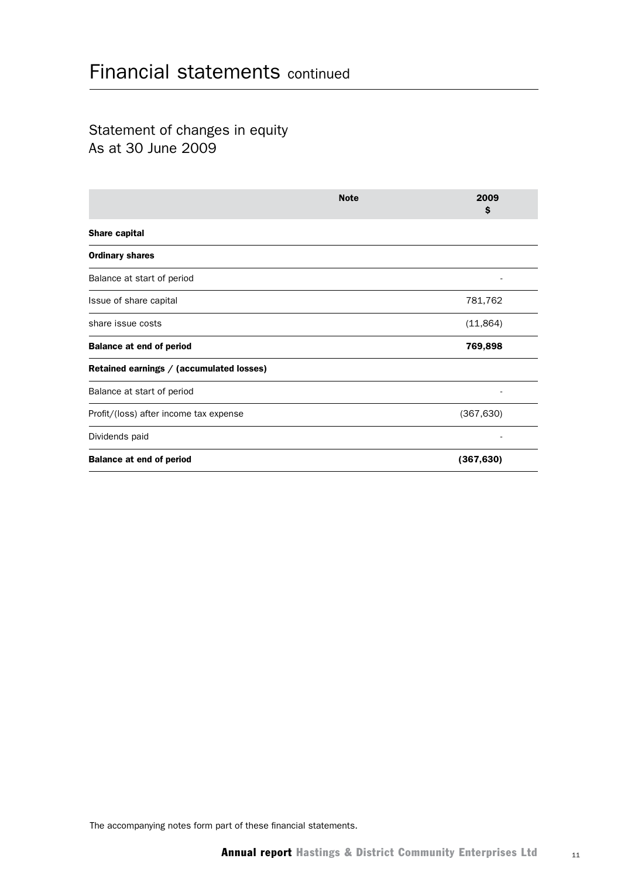# Financial statements continued

## Statement of changes in equity
## As at 30 June 2009

| | Note | 2009 $ |
|---|---|---|
| **Share capital** | | |
| **Ordinary shares** | | |
| Balance at start of period | | - |
| Issue of share capital | | 781,762 |
| share issue costs | | (11,864) |
| **Balance at end of period** | | **769,898** |
| **Retained earnings / (accumulated losses)** | | |
| Balance at start of period | | - |
| Profit/(loss) after income tax expense | | (367,630) |
| Dividends paid | | - |
| **Balance at end of period** | | **(367,630)** |

The accompanying notes form part of these financial statements.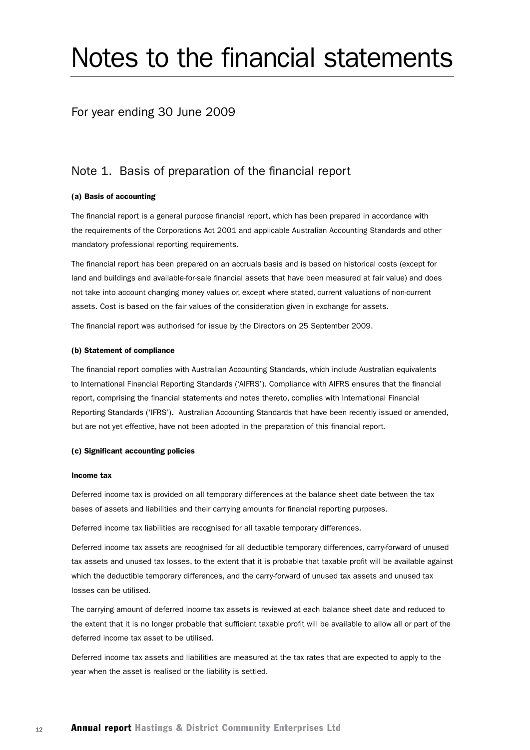# Notes to the financial statements

For year ending 30 June 2009

## Note 1. Basis of preparation of the financial report

#### (a) Basis of accounting

The financial report is a general purpose financial report, which has been prepared in accordance with the requirements of the Corporations Act 2001 and applicable Australian Accounting Standards and other mandatory professional reporting requirements.

The financial report has been prepared on an accruals basis and is based on historical costs (except for land and buildings and available-for-sale financial assets that have been measured at fair value) and does not take into account changing money values or, except where stated, current valuations of non-current assets. Cost is based on the fair values of the consideration given in exchange for assets.

The financial report was authorised for issue by the Directors on 25 September 2009.

#### (b) Statement of compliance

The financial report complies with Australian Accounting Standards, which include Australian equivalents to International Financial Reporting Standards ('AIFRS'). Compliance with AIFRS ensures that the financial report, comprising the financial statements and notes thereto, complies with International Financial Reporting Standards ('IFRS'). Australian Accounting Standards that have been recently issued or amended, but are not yet effective, have not been adopted in the preparation of this financial report.

#### (c) Significant accounting policies

#### Income tax

Deferred income tax is provided on all temporary differences at the balance sheet date between the tax bases of assets and liabilities and their carrying amounts for financial reporting purposes.

Deferred income tax liabilities are recognised for all taxable temporary differences.

Deferred income tax assets are recognised for all deductible temporary differences, carry-forward of unused tax assets and unused tax losses, to the extent that it is probable that taxable profit will be available against which the deductible temporary differences, and the carry-forward of unused tax assets and unused tax losses can be utilised.

The carrying amount of deferred income tax assets is reviewed at each balance sheet date and reduced to the extent that it is no longer probable that sufficient taxable profit will be available to allow all or part of the deferred income tax asset to be utilised.

Deferred income tax assets and liabilities are measured at the tax rates that are expected to apply to the year when the asset is realised or the liability is settled.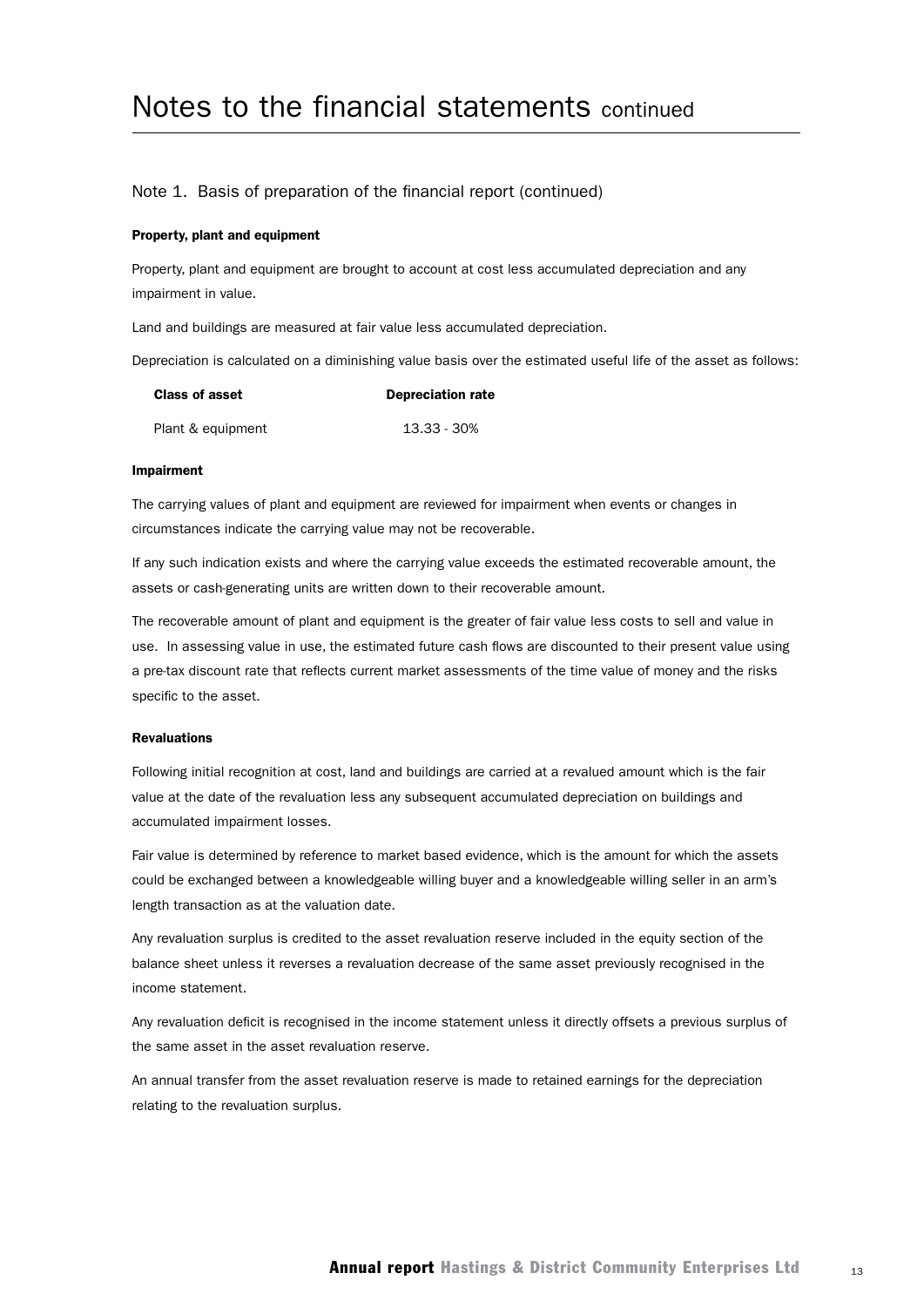# Notes to the financial statements continued

## Note 1. Basis of preparation of the financial report (continued)

**Property, plant and equipment**

Property, plant and equipment are brought to account at cost less accumulated depreciation and any impairment in value.

Land and buildings are measured at fair value less accumulated depreciation.

Depreciation is calculated on a diminishing value basis over the estimated useful life of the asset as follows:

| Class of asset | Depreciation rate |
|---|---|
| Plant & equipment | 13.33 - 30% |

**Impairment**

The carrying values of plant and equipment are reviewed for impairment when events or changes in circumstances indicate the carrying value may not be recoverable.

If any such indication exists and where the carrying value exceeds the estimated recoverable amount, the assets or cash-generating units are written down to their recoverable amount.

The recoverable amount of plant and equipment is the greater of fair value less costs to sell and value in use. In assessing value in use, the estimated future cash flows are discounted to their present value using a pre-tax discount rate that reflects current market assessments of the time value of money and the risks specific to the asset.

**Revaluations**

Following initial recognition at cost, land and buildings are carried at a revalued amount which is the fair value at the date of the revaluation less any subsequent accumulated depreciation on buildings and accumulated impairment losses.

Fair value is determined by reference to market based evidence, which is the amount for which the assets could be exchanged between a knowledgeable willing buyer and a knowledgeable willing seller in an arm's length transaction as at the valuation date.

Any revaluation surplus is credited to the asset revaluation reserve included in the equity section of the balance sheet unless it reverses a revaluation decrease of the same asset previously recognised in the income statement.

Any revaluation deficit is recognised in the income statement unless it directly offsets a previous surplus of the same asset in the asset revaluation reserve.

An annual transfer from the asset revaluation reserve is made to retained earnings for the depreciation relating to the revaluation surplus.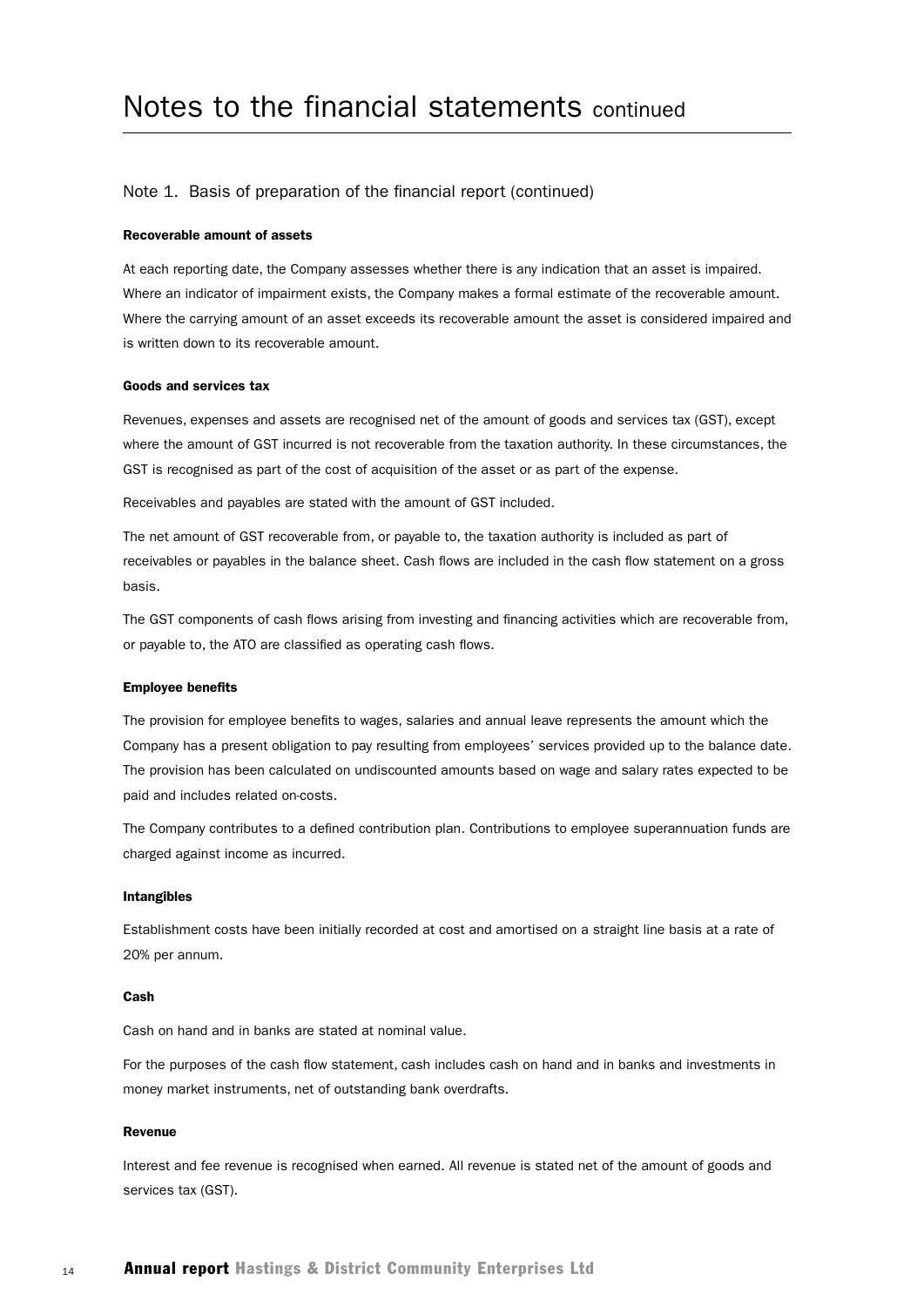# Notes to the financial statements continued

## Note 1. Basis of preparation of the financial report (continued)

### Recoverable amount of assets

At each reporting date, the Company assesses whether there is any indication that an asset is impaired. Where an indicator of impairment exists, the Company makes a formal estimate of the recoverable amount. Where the carrying amount of an asset exceeds its recoverable amount the asset is considered impaired and is written down to its recoverable amount.

### Goods and services tax

Revenues, expenses and assets are recognised net of the amount of goods and services tax (GST), except where the amount of GST incurred is not recoverable from the taxation authority. In these circumstances, the GST is recognised as part of the cost of acquisition of the asset or as part of the expense.

Receivables and payables are stated with the amount of GST included.

The net amount of GST recoverable from, or payable to, the taxation authority is included as part of receivables or payables in the balance sheet. Cash flows are included in the cash flow statement on a gross basis.

The GST components of cash flows arising from investing and financing activities which are recoverable from, or payable to, the ATO are classified as operating cash flows.

### Employee benefits

The provision for employee benefits to wages, salaries and annual leave represents the amount which the Company has a present obligation to pay resulting from employees' services provided up to the balance date. The provision has been calculated on undiscounted amounts based on wage and salary rates expected to be paid and includes related on-costs.

The Company contributes to a defined contribution plan. Contributions to employee superannuation funds are charged against income as incurred.

### Intangibles

Establishment costs have been initially recorded at cost and amortised on a straight line basis at a rate of 20% per annum.

### Cash

Cash on hand and in banks are stated at nominal value.

For the purposes of the cash flow statement, cash includes cash on hand and in banks and investments in money market instruments, net of outstanding bank overdrafts.

### Revenue

Interest and fee revenue is recognised when earned. All revenue is stated net of the amount of goods and services tax (GST).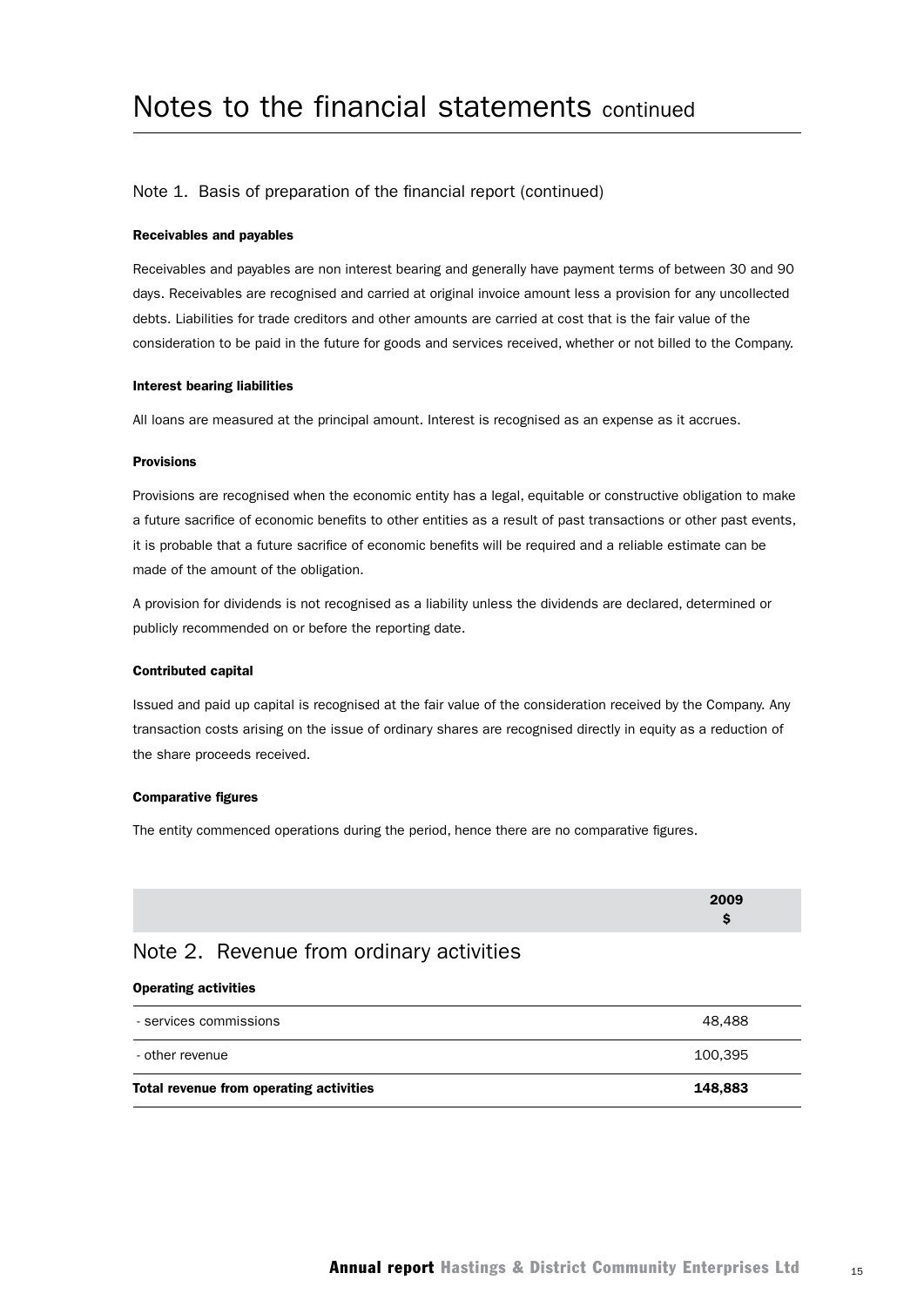# Notes to the financial statements continued

## Note 1. Basis of preparation of the financial report (continued)

**Receivables and payables**

Receivables and payables are non interest bearing and generally have payment terms of between 30 and 90 days. Receivables are recognised and carried at original invoice amount less a provision for any uncollected debts. Liabilities for trade creditors and other amounts are carried at cost that is the fair value of the consideration to be paid in the future for goods and services received, whether or not billed to the Company.

**Interest bearing liabilities**

All loans are measured at the principal amount. Interest is recognised as an expense as it accrues.

**Provisions**

Provisions are recognised when the economic entity has a legal, equitable or constructive obligation to make a future sacrifice of economic benefits to other entities as a result of past transactions or other past events, it is probable that a future sacrifice of economic benefits will be required and a reliable estimate can be made of the amount of the obligation.

A provision for dividends is not recognised as a liability unless the dividends are declared, determined or publicly recommended on or before the reporting date.

**Contributed capital**

Issued and paid up capital is recognised at the fair value of the consideration received by the Company. Any transaction costs arising on the issue of ordinary shares are recognised directly in equity as a reduction of the share proceeds received.

**Comparative figures**

The entity commenced operations during the period, hence there are no comparative figures.

## Note 2. Revenue from ordinary activities

| | 2009 $ |
|---|---|
| **Operating activities** | |
| - services commissions | 48,488 |
| - other revenue | 100,395 |
| **Total revenue from operating activities** | **148,883** |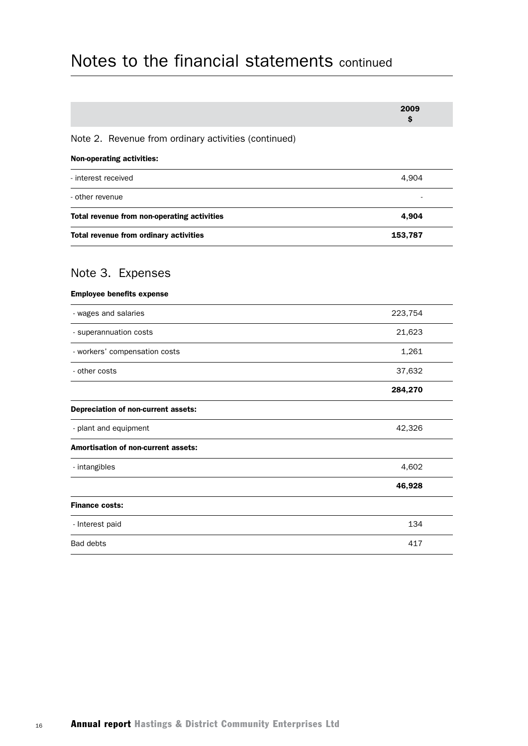# Notes to the financial statements continued

| | 2009 $ |
|---|---|

## Note 2. Revenue from ordinary activities (continued)

| | 2009 $ |
|---|---|
| **Non-operating activities:** | |
| - interest received | 4,904 |
| - other revenue | - |
| **Total revenue from non-operating activities** | **4,904** |
| **Total revenue from ordinary activities** | **153,787** |

## Note 3. Expenses

| | 2009 $ |
|---|---|
| **Employee benefits expense** | |
| - wages and salaries | 223,754 |
| - superannuation costs | 21,623 |
| - workers' compensation costs | 1,261 |
| - other costs | 37,632 |
| | **284,270** |
| **Depreciation of non-current assets:** | |
| - plant and equipment | 42,326 |
| **Amortisation of non-current assets:** | |
| - intangibles | 4,602 |
| | **46,928** |
| **Finance costs:** | |
| - Interest paid | 134 |
| Bad debts | 417 |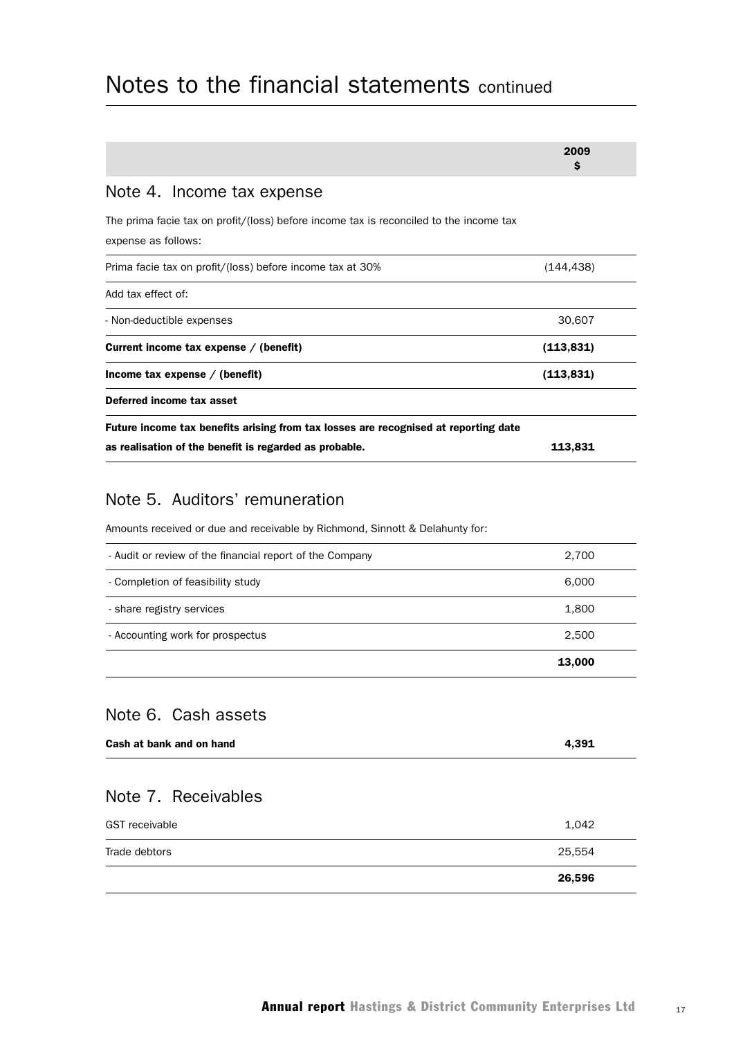# Notes to the financial statements continued

| | 2009 $ |
|---|---|

## Note 4. Income tax expense

The prima facie tax on profit/(loss) before income tax is reconciled to the income tax expense as follows:

| | 2009 $ |
|---|---|
| Prima facie tax on profit/(loss) before income tax at 30% | (144,438) |
| Add tax effect of: | |
| - Non-deductible expenses | 30,607 |
| **Current income tax expense / (benefit)** | **(113,831)** |
| **Income tax expense / (benefit)** | **(113,831)** |
| **Deferred income tax asset** | |
| **Future income tax benefits arising from tax losses are recognised at reporting date as realisation of the benefit is regarded as probable.** | **113,831** |

## Note 5. Auditors' remuneration

Amounts received or due and receivable by Richmond, Sinnott & Delahunty for:

| | 2009 $ |
|---|---|
| - Audit or review of the financial report of the Company | 2,700 |
| - Completion of feasibility study | 6,000 |
| - share registry services | 1,800 |
| - Accounting work for prospectus | 2,500 |
| | **13,000** |

## Note 6. Cash assets

| | 2009 $ |
|---|---|
| **Cash at bank and on hand** | **4,391** |

## Note 7. Receivables

| | 2009 $ |
|---|---|
| GST receivable | 1,042 |
| Trade debtors | 25,554 |
| | **26,596** |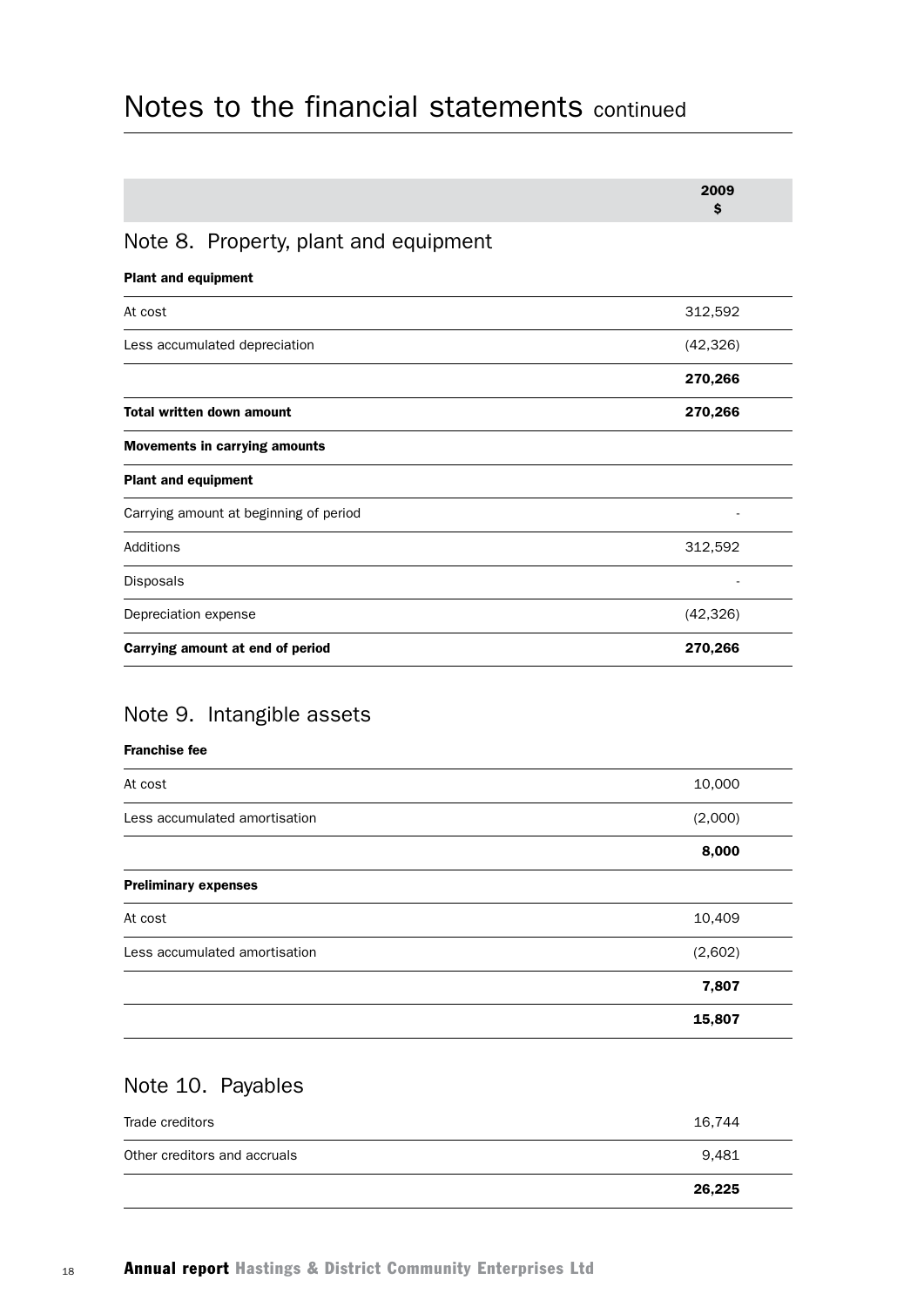# Notes to the financial statements continued

| | 2009 $ |
|---|---|

## Note 8. Property, plant and equipment

| | |
|---|---|
| **Plant and equipment** | |
| At cost | 312,592 |
| Less accumulated depreciation | (42,326) |
| | **270,266** |
| **Total written down amount** | **270,266** |
| **Movements in carrying amounts** | |
| **Plant and equipment** | |
| Carrying amount at beginning of period | - |
| Additions | 312,592 |
| Disposals | - |
| Depreciation expense | (42,326) |
| **Carrying amount at end of period** | **270,266** |

## Note 9. Intangible assets

| | |
|---|---|
| **Franchise fee** | |
| At cost | 10,000 |
| Less accumulated amortisation | (2,000) |
| | **8,000** |
| **Preliminary expenses** | |
| At cost | 10,409 |
| Less accumulated amortisation | (2,602) |
| | **7,807** |
| | **15,807** |

## Note 10. Payables

| | |
|---|---|
| Trade creditors | 16,744 |
| Other creditors and accruals | 9,481 |
| | **26,225** |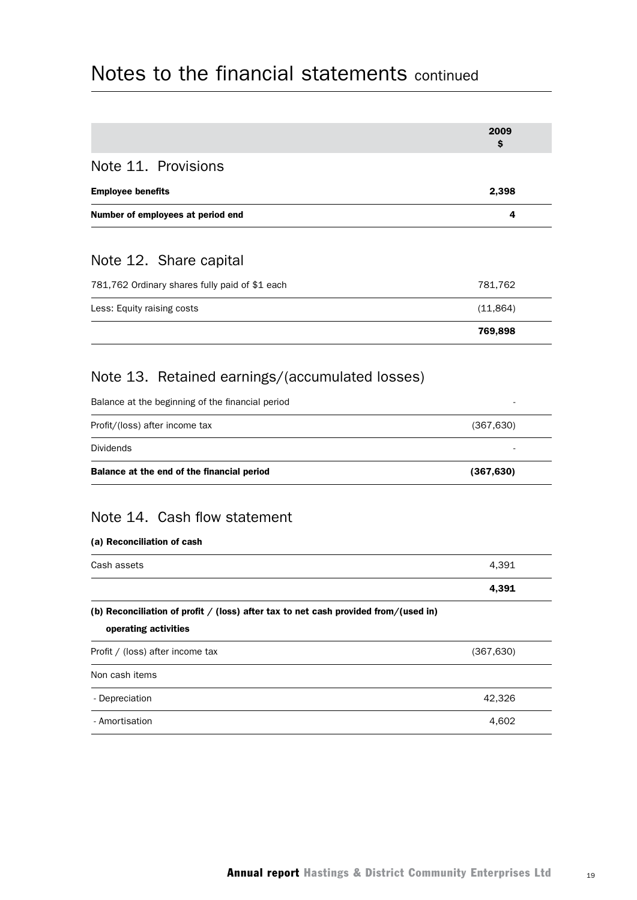# Notes to the financial statements continued

| | 2009 $ |
|---|---|

## Note 11. Provisions

| | |
|---|---|
| **Employee benefits** | **2,398** |
| **Number of employees at period end** | **4** |

## Note 12. Share capital

| | |
|---|---|
| 781,762 Ordinary shares fully paid of $1 each | 781,762 |
| Less: Equity raising costs | (11,864) |
| | **769,898** |

## Note 13. Retained earnings/(accumulated losses)

| | |
|---|---|
| Balance at the beginning of the financial period | - |
| Profit/(loss) after income tax | (367,630) |
| Dividends | - |
| **Balance at the end of the financial period** | **(367,630)** |

## Note 14. Cash flow statement

**(a) Reconciliation of cash**

| | |
|---|---|
| Cash assets | 4,391 |
| | **4,391** |

**(b) Reconciliation of profit / (loss) after tax to net cash provided from/(used in) operating activities**

| | |
|---|---|
| Profit / (loss) after income tax | (367,630) |
| Non cash items | |
| - Depreciation | 42,326 |
| - Amortisation | 4,602 |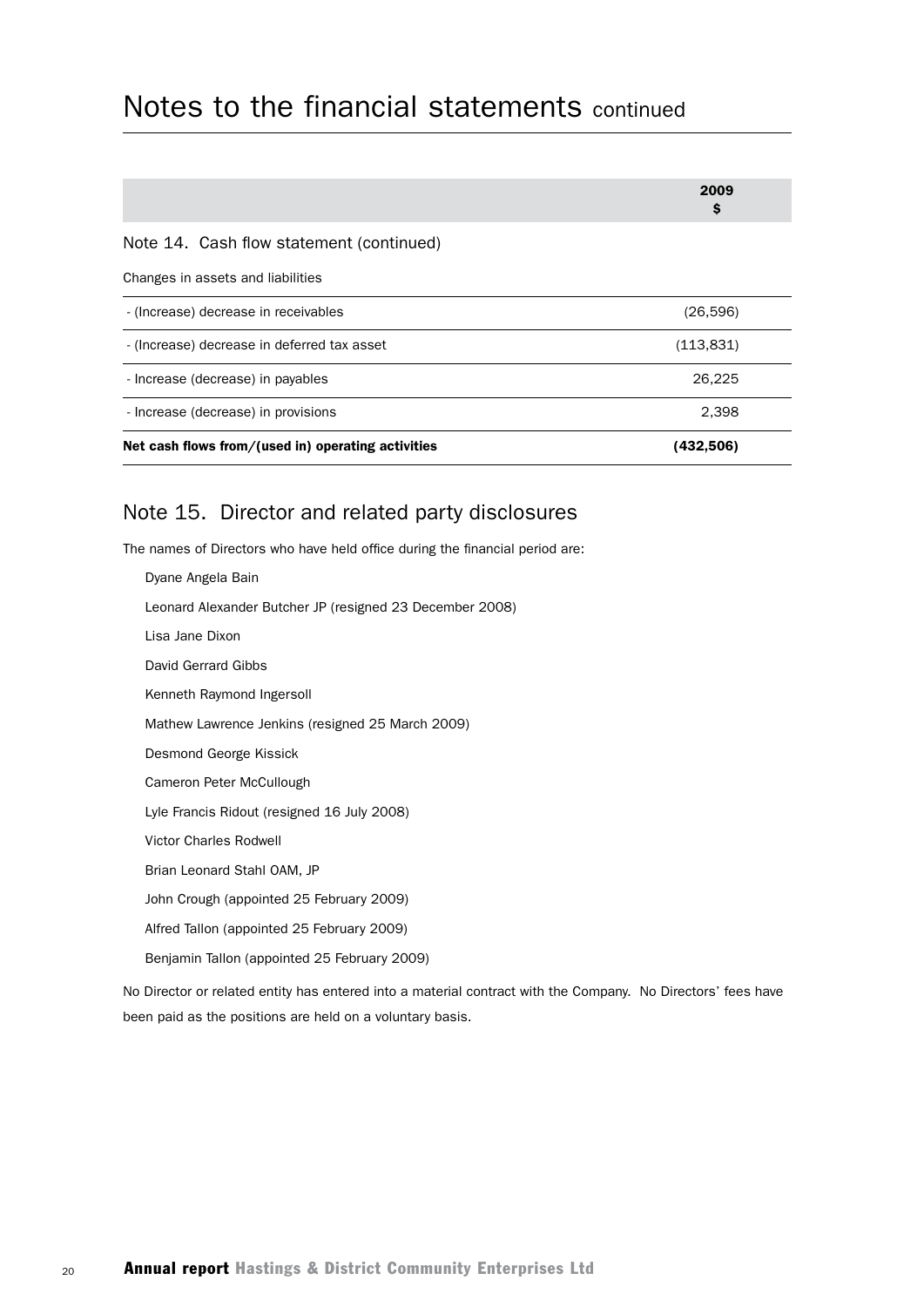# Notes to the financial statements continued

| | 2009 $ |
|---|---|
| **Note 14. Cash flow statement (continued)** | |
| Changes in assets and liabilities | |
| - (Increase) decrease in receivables | (26,596) |
| - (Increase) decrease in deferred tax asset | (113,831) |
| - Increase (decrease) in payables | 26,225 |
| - Increase (decrease) in provisions | 2,398 |
| **Net cash flows from/(used in) operating activities** | **(432,506)** |

## Note 15. Director and related party disclosures

The names of Directors who have held office during the financial period are:

Dyane Angela Bain

Leonard Alexander Butcher JP (resigned 23 December 2008)

Lisa Jane Dixon

David Gerrard Gibbs

Kenneth Raymond Ingersoll

Mathew Lawrence Jenkins (resigned 25 March 2009)

Desmond George Kissick

Cameron Peter McCullough

Lyle Francis Ridout (resigned 16 July 2008)

Victor Charles Rodwell

Brian Leonard Stahl OAM, JP

John Crough (appointed 25 February 2009)

Alfred Tallon (appointed 25 February 2009)

Benjamin Tallon (appointed 25 February 2009)

No Director or related entity has entered into a material contract with the Company. No Directors' fees have been paid as the positions are held on a voluntary basis.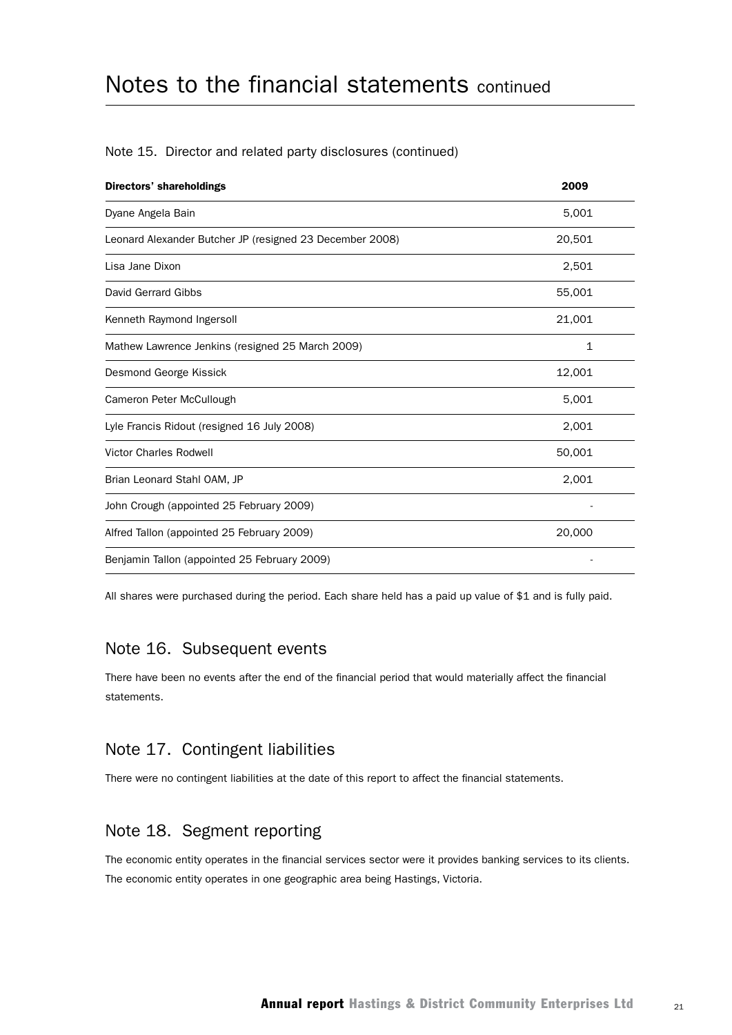# Notes to the financial statements continued

## Note 15. Director and related party disclosures (continued)

| Directors' shareholdings | 2009 |
|---|---|
| Dyane Angela Bain | 5,001 |
| Leonard Alexander Butcher JP (resigned 23 December 2008) | 20,501 |
| Lisa Jane Dixon | 2,501 |
| David Gerrard Gibbs | 55,001 |
| Kenneth Raymond Ingersoll | 21,001 |
| Mathew Lawrence Jenkins (resigned 25 March 2009) | 1 |
| Desmond George Kissick | 12,001 |
| Cameron Peter McCullough | 5,001 |
| Lyle Francis Ridout (resigned 16 July 2008) | 2,001 |
| Victor Charles Rodwell | 50,001 |
| Brian Leonard Stahl OAM, JP | 2,001 |
| John Crough (appointed 25 February 2009) | - |
| Alfred Tallon (appointed 25 February 2009) | 20,000 |
| Benjamin Tallon (appointed 25 February 2009) | - |

All shares were purchased during the period. Each share held has a paid up value of $1 and is fully paid.

## Note 16. Subsequent events

There have been no events after the end of the financial period that would materially affect the financial statements.

## Note 17. Contingent liabilities

There were no contingent liabilities at the date of this report to affect the financial statements.

## Note 18. Segment reporting

The economic entity operates in the financial services sector were it provides banking services to its clients. The economic entity operates in one geographic area being Hastings, Victoria.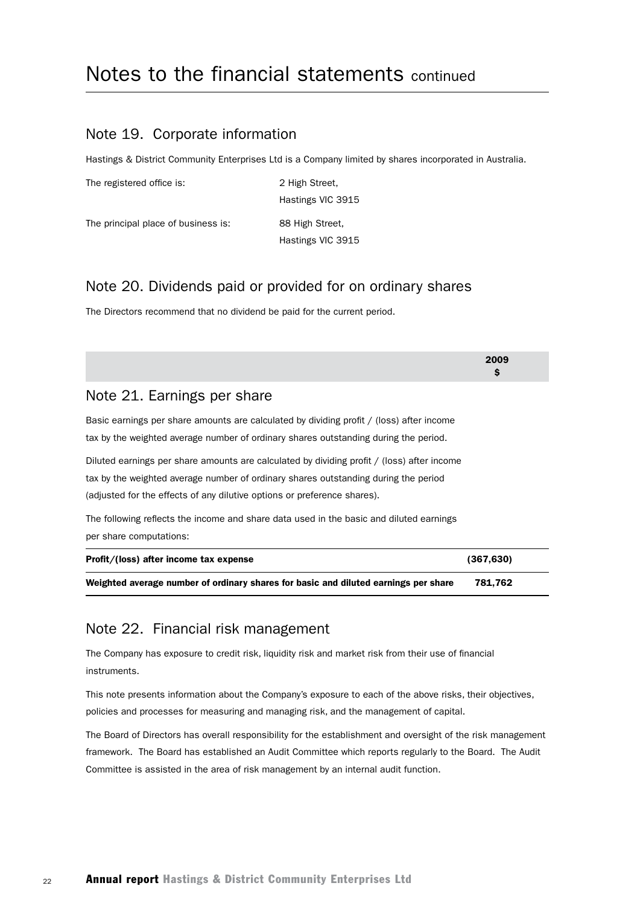# Notes to the financial statements continued

## Note 19. Corporate information

Hastings & District Community Enterprises Ltd is a Company limited by shares incorporated in Australia.

| | |
|---|---|
| The registered office is: | 2 High Street,<br>Hastings VIC 3915 |
| The principal place of business is: | 88 High Street,<br>Hastings VIC 3915 |

## Note 20. Dividends paid or provided for on ordinary shares

The Directors recommend that no dividend be paid for the current period.

## Note 21. Earnings per share

Basic earnings per share amounts are calculated by dividing profit / (loss) after income tax by the weighted average number of ordinary shares outstanding during the period.

Diluted earnings per share amounts are calculated by dividing profit / (loss) after income tax by the weighted average number of ordinary shares outstanding during the period (adjusted for the effects of any dilutive options or preference shares).

The following reflects the income and share data used in the basic and diluted earnings per share computations:

| | 2009<br>$ |
|---|---|
| **Profit/(loss) after income tax expense** | **(367,630)** |
| **Weighted average number of ordinary shares for basic and diluted earnings per share** | **781,762** |

## Note 22. Financial risk management

The Company has exposure to credit risk, liquidity risk and market risk from their use of financial instruments.

This note presents information about the Company's exposure to each of the above risks, their objectives, policies and processes for measuring and managing risk, and the management of capital.

The Board of Directors has overall responsibility for the establishment and oversight of the risk management framework. The Board has established an Audit Committee which reports regularly to the Board. The Audit Committee is assisted in the area of risk management by an internal audit function.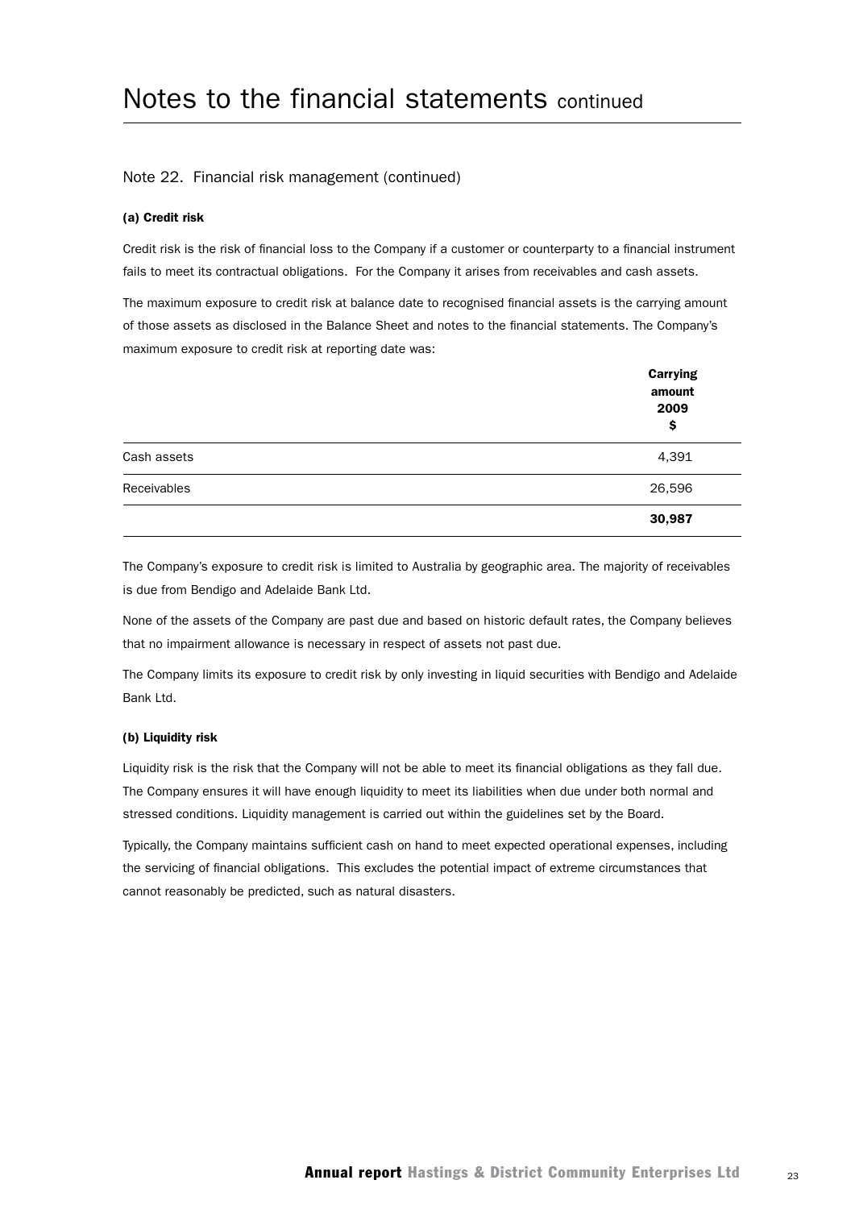# Notes to the financial statements continued

## Note 22. Financial risk management (continued)

### (a) Credit risk

Credit risk is the risk of financial loss to the Company if a customer or counterparty to a financial instrument fails to meet its contractual obligations. For the Company it arises from receivables and cash assets.

The maximum exposure to credit risk at balance date to recognised financial assets is the carrying amount of those assets as disclosed in the Balance Sheet and notes to the financial statements. The Company's maximum exposure to credit risk at reporting date was:

| | Carrying amount 2009 $ |
|---|---|
| Cash assets | 4,391 |
| Receivables | 26,596 |
| | **30,987** |

The Company's exposure to credit risk is limited to Australia by geographic area. The majority of receivables is due from Bendigo and Adelaide Bank Ltd.

None of the assets of the Company are past due and based on historic default rates, the Company believes that no impairment allowance is necessary in respect of assets not past due.

The Company limits its exposure to credit risk by only investing in liquid securities with Bendigo and Adelaide Bank Ltd.

### (b) Liquidity risk

Liquidity risk is the risk that the Company will not be able to meet its financial obligations as they fall due. The Company ensures it will have enough liquidity to meet its liabilities when due under both normal and stressed conditions. Liquidity management is carried out within the guidelines set by the Board.

Typically, the Company maintains sufficient cash on hand to meet expected operational expenses, including the servicing of financial obligations. This excludes the potential impact of extreme circumstances that cannot reasonably be predicted, such as natural disasters.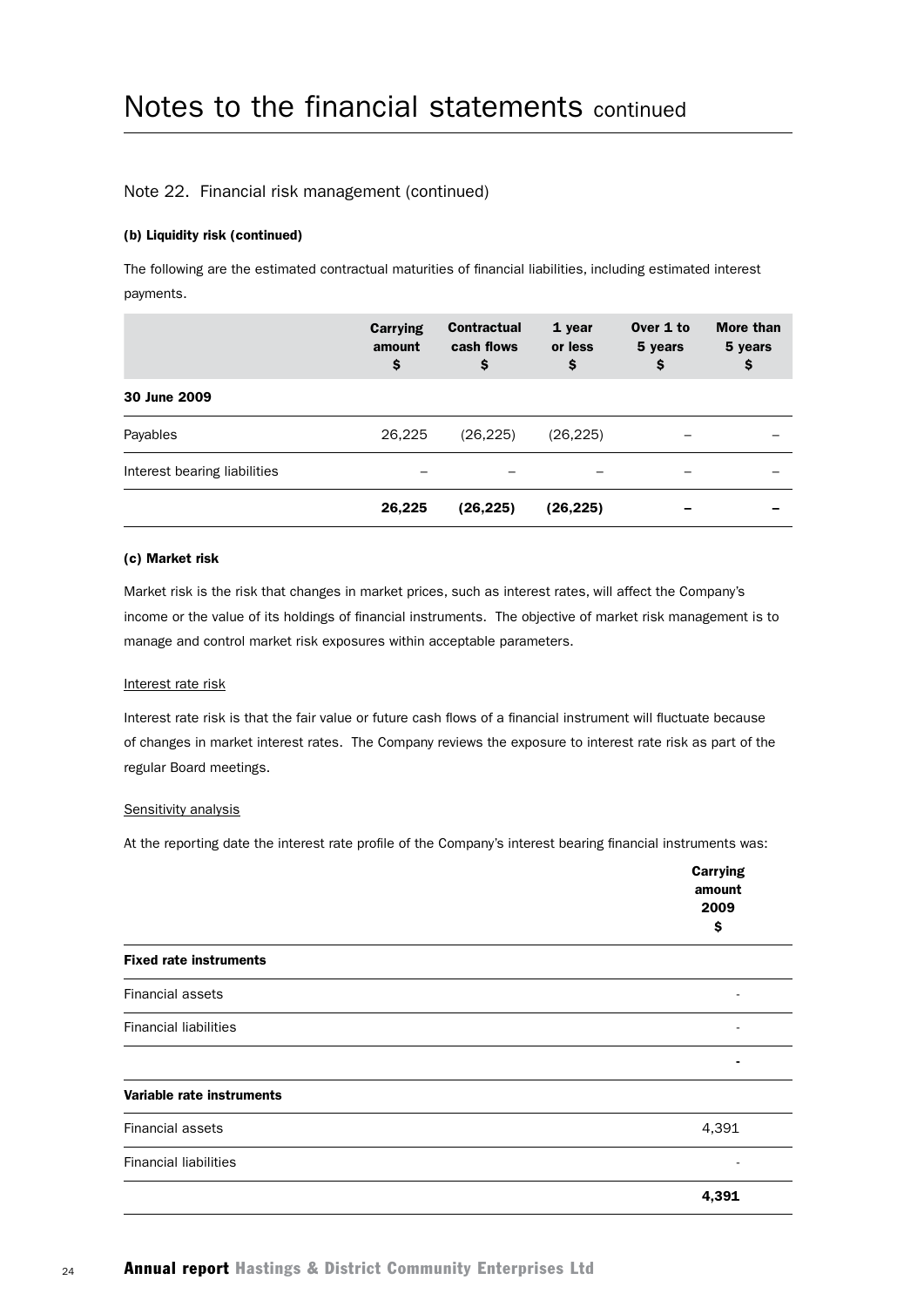# Notes to the financial statements continued

## Note 22. Financial risk management (continued)

### (b) Liquidity risk (continued)

The following are the estimated contractual maturities of financial liabilities, including estimated interest payments.

| | Carrying amount $ | Contractual cash flows $ | 1 year or less $ | Over 1 to 5 years $ | More than 5 years $ |
|---|---|---|---|---|---|
| **30 June 2009** | | | | | |
| Payables | 26,225 | (26,225) | (26,225) | – | – |
| Interest bearing liabilities | – | – | – | – | – |
| | **26,225** | **(26,225)** | **(26,225)** | **–** | **–** |

### (c) Market risk

Market risk is the risk that changes in market prices, such as interest rates, will affect the Company's income or the value of its holdings of financial instruments. The objective of market risk management is to manage and control market risk exposures within acceptable parameters.

Interest rate risk

Interest rate risk is that the fair value or future cash flows of a financial instrument will fluctuate because of changes in market interest rates. The Company reviews the exposure to interest rate risk as part of the regular Board meetings.

Sensitivity analysis

At the reporting date the interest rate profile of the Company's interest bearing financial instruments was:

| | Carrying amount 2009 $ |
|---|---|
| **Fixed rate instruments** | |
| Financial assets | - |
| Financial liabilities | - |
| | **-** |
| **Variable rate instruments** | |
| Financial assets | 4,391 |
| Financial liabilities | - |
| | **4,391** |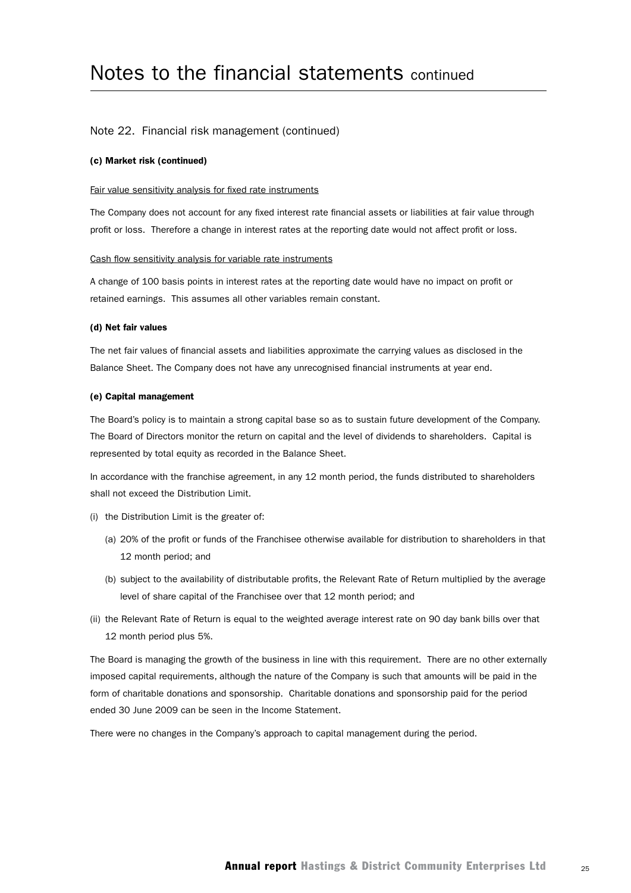# Notes to the financial statements continued

## Note 22. Financial risk management (continued)

### (c) Market risk (continued)

Fair value sensitivity analysis for fixed rate instruments

The Company does not account for any fixed interest rate financial assets or liabilities at fair value through profit or loss. Therefore a change in interest rates at the reporting date would not affect profit or loss.

Cash flow sensitivity analysis for variable rate instruments

A change of 100 basis points in interest rates at the reporting date would have no impact on profit or retained earnings. This assumes all other variables remain constant.

### (d) Net fair values

The net fair values of financial assets and liabilities approximate the carrying values as disclosed in the Balance Sheet. The Company does not have any unrecognised financial instruments at year end.

### (e) Capital management

The Board's policy is to maintain a strong capital base so as to sustain future development of the Company. The Board of Directors monitor the return on capital and the level of dividends to shareholders. Capital is represented by total equity as recorded in the Balance Sheet.

In accordance with the franchise agreement, in any 12 month period, the funds distributed to shareholders shall not exceed the Distribution Limit.

(i) the Distribution Limit is the greater of:

   (a) 20% of the profit or funds of the Franchisee otherwise available for distribution to shareholders in that 12 month period; and

   (b) subject to the availability of distributable profits, the Relevant Rate of Return multiplied by the average level of share capital of the Franchisee over that 12 month period; and

(ii) the Relevant Rate of Return is equal to the weighted average interest rate on 90 day bank bills over that 12 month period plus 5%.

The Board is managing the growth of the business in line with this requirement. There are no other externally imposed capital requirements, although the nature of the Company is such that amounts will be paid in the form of charitable donations and sponsorship. Charitable donations and sponsorship paid for the period ended 30 June 2009 can be seen in the Income Statement.

There were no changes in the Company's approach to capital management during the period.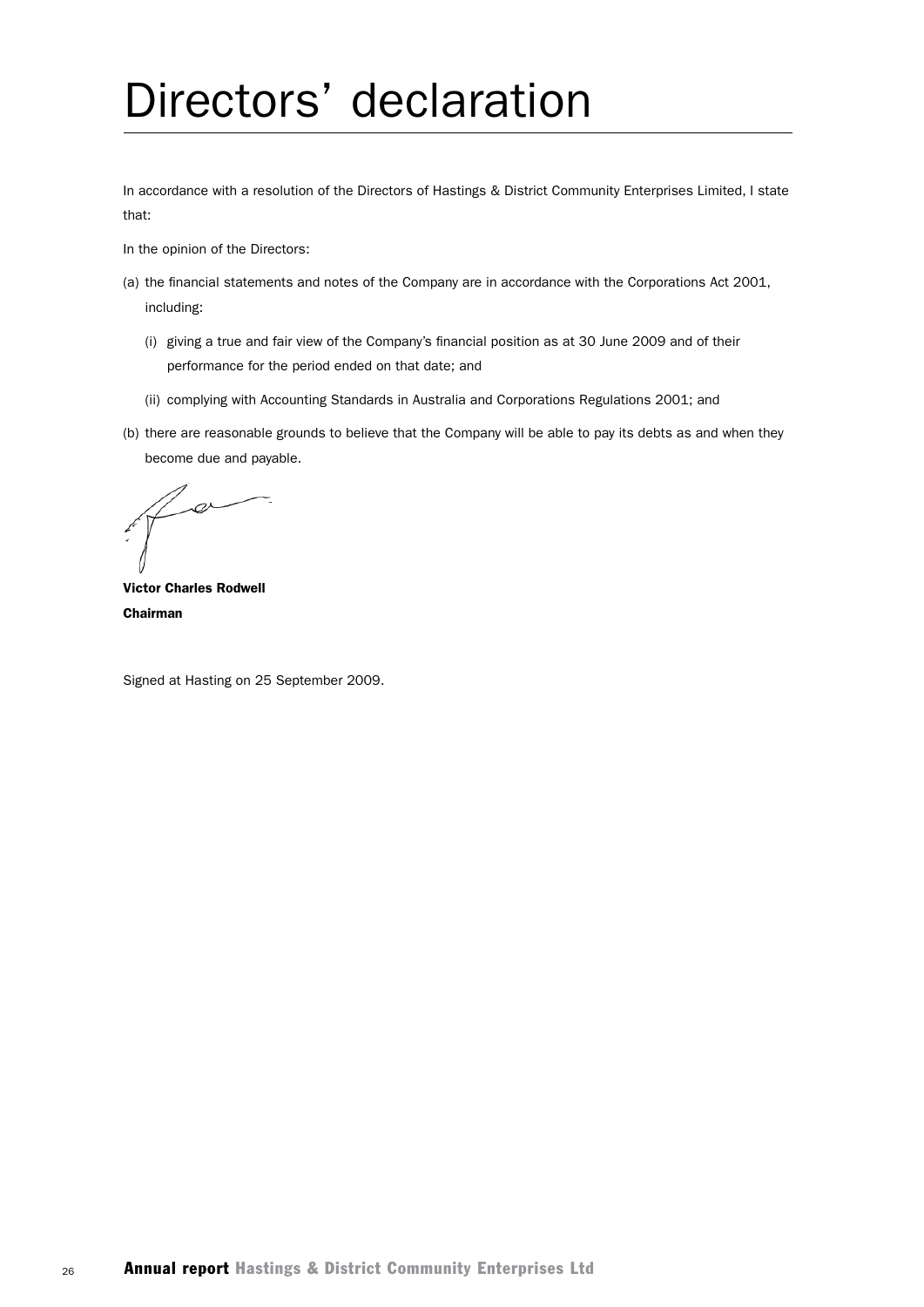# Directors' declaration

In accordance with a resolution of the Directors of Hastings & District Community Enterprises Limited, I state that:

In the opinion of the Directors:

(a) the financial statements and notes of the Company are in accordance with the Corporations Act 2001, including:

 (i) giving a true and fair view of the Company's financial position as at 30 June 2009 and of their performance for the period ended on that date; and

 (ii) complying with Accounting Standards in Australia and Corporations Regulations 2001; and

(b) there are reasonable grounds to believe that the Company will be able to pay its debts as and when they become due and payable.

**Victor Charles Rodwell**
**Chairman**

Signed at Hasting on 25 September 2009.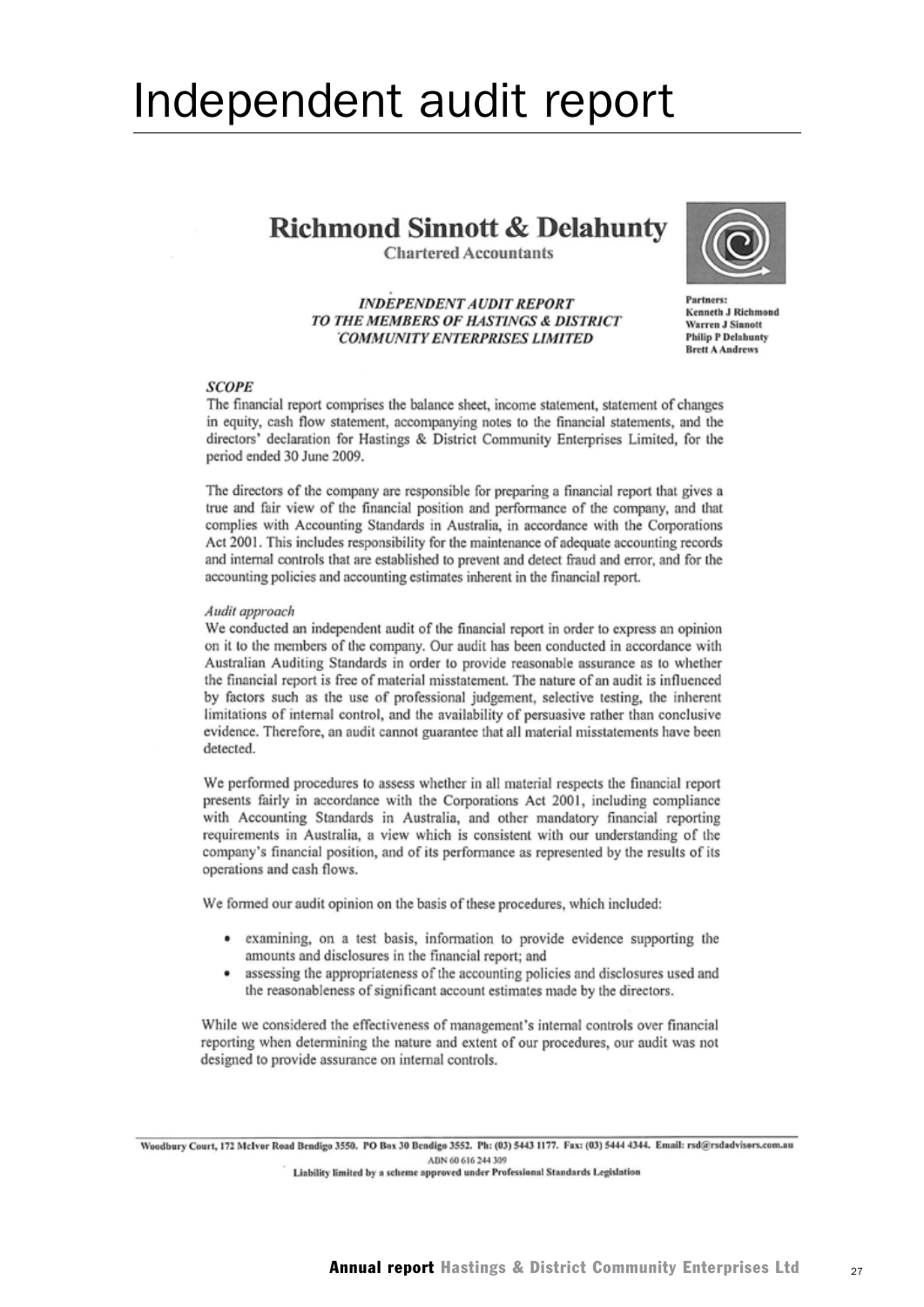# Independent audit report

## Richmond Sinnott & Delahunty

Chartered Accountants

Partners:
Kenneth J Richmond
Warren J Sinnott
Philip P Delahunty
Brett A Andrews

*INDEPENDENT AUDIT REPORT*
*TO THE MEMBERS OF HASTINGS & DISTRICT COMMUNITY ENTERPRISES LIMITED*

### *SCOPE*

The financial report comprises the balance sheet, income statement, statement of changes in equity, cash flow statement, accompanying notes to the financial statements, and the directors' declaration for Hastings & District Community Enterprises Limited, for the period ended 30 June 2009.

The directors of the company are responsible for preparing a financial report that gives a true and fair view of the financial position and performance of the company, and that complies with Accounting Standards in Australia, in accordance with the Corporations Act 2001. This includes responsibility for the maintenance of adequate accounting records and internal controls that are established to prevent and detect fraud and error, and for the accounting policies and accounting estimates inherent in the financial report.

#### *Audit approach*

We conducted an independent audit of the financial report in order to express an opinion on it to the members of the company. Our audit has been conducted in accordance with Australian Auditing Standards in order to provide reasonable assurance as to whether the financial report is free of material misstatement. The nature of an audit is influenced by factors such as the use of professional judgement, selective testing, the inherent limitations of internal control, and the availability of persuasive rather than conclusive evidence. Therefore, an audit cannot guarantee that all material misstatements have been detected.

We performed procedures to assess whether in all material respects the financial report presents fairly in accordance with the Corporations Act 2001, including compliance with Accounting Standards in Australia, and other mandatory financial reporting requirements in Australia, a view which is consistent with our understanding of the company's financial position, and of its performance as represented by the results of its operations and cash flows.

We formed our audit opinion on the basis of these procedures, which included:

- examining, on a test basis, information to provide evidence supporting the amounts and disclosures in the financial report; and
- assessing the appropriateness of the accounting policies and disclosures used and the reasonableness of significant account estimates made by the directors.

While we considered the effectiveness of management's internal controls over financial reporting when determining the nature and extent of our procedures, our audit was not designed to provide assurance on internal controls.

Woodbury Court, 172 McIvor Road Bendigo 3550. PO Box 30 Bendigo 3552. Ph: (03) 5443 1177. Fax: (03) 5444 4344. Email: rsd@rsdadvisors.com.au
ABN 60 616 244 309
Liability limited by a scheme approved under Professional Standards Legislation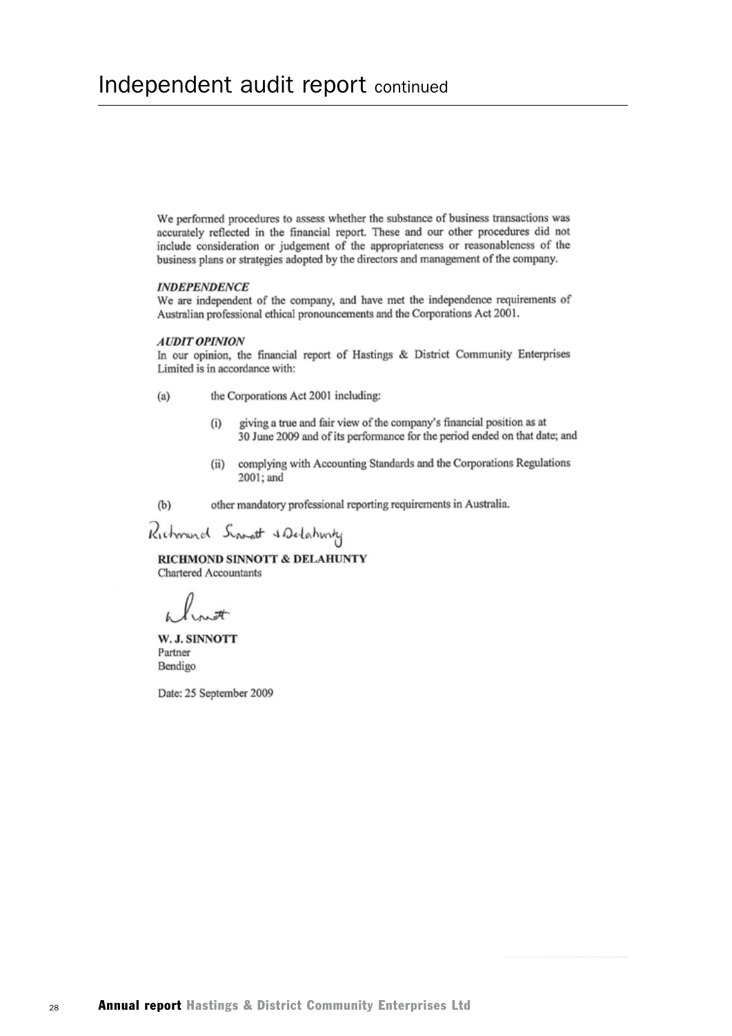# Independent audit report continued

We performed procedures to assess whether the substance of business transactions was accurately reflected in the financial report. These and our other procedures did not include consideration or judgement of the appropriateness or reasonableness of the business plans or strategies adopted by the directors and management of the company.

***INDEPENDENCE***

We are independent of the company, and have met the independence requirements of Australian professional ethical pronouncements and the Corporations Act 2001.

***AUDIT OPINION***

In our opinion, the financial report of Hastings & District Community Enterprises Limited is in accordance with:

(a) the Corporations Act 2001 including:

  (i) giving a true and fair view of the company's financial position as at 30 June 2009 and of its performance for the period ended on that date; and

  (ii) complying with Accounting Standards and the Corporations Regulations 2001; and

(b) other mandatory professional reporting requirements in Australia.

Richmond Sinnott & Delahunty

**RICHMOND SINNOTT & DELAHUNTY**
Chartered Accountants

**W. J. SINNOTT**
Partner
Bendigo

Date: 25 September 2009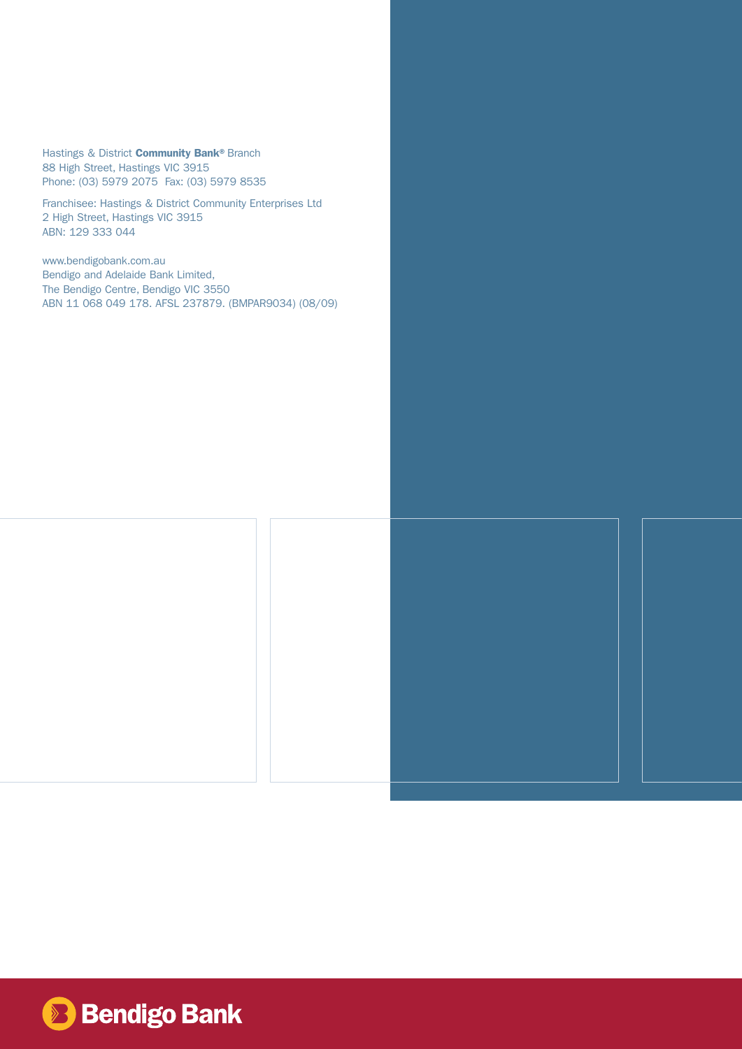Hastings & District **Community Bank**® Branch
88 High Street, Hastings VIC 3915
Phone: (03) 5979 2075  Fax: (03) 5979 8535

Franchisee: Hastings & District Community Enterprises Ltd
2 High Street, Hastings VIC 3915
ABN: 129 333 044

www.bendigobank.com.au
Bendigo and Adelaide Bank Limited,
The Bendigo Centre, Bendigo VIC 3550
ABN 11 068 049 178. AFSL 237879. (BMPAR9034) (08/09)

Bendigo Bank